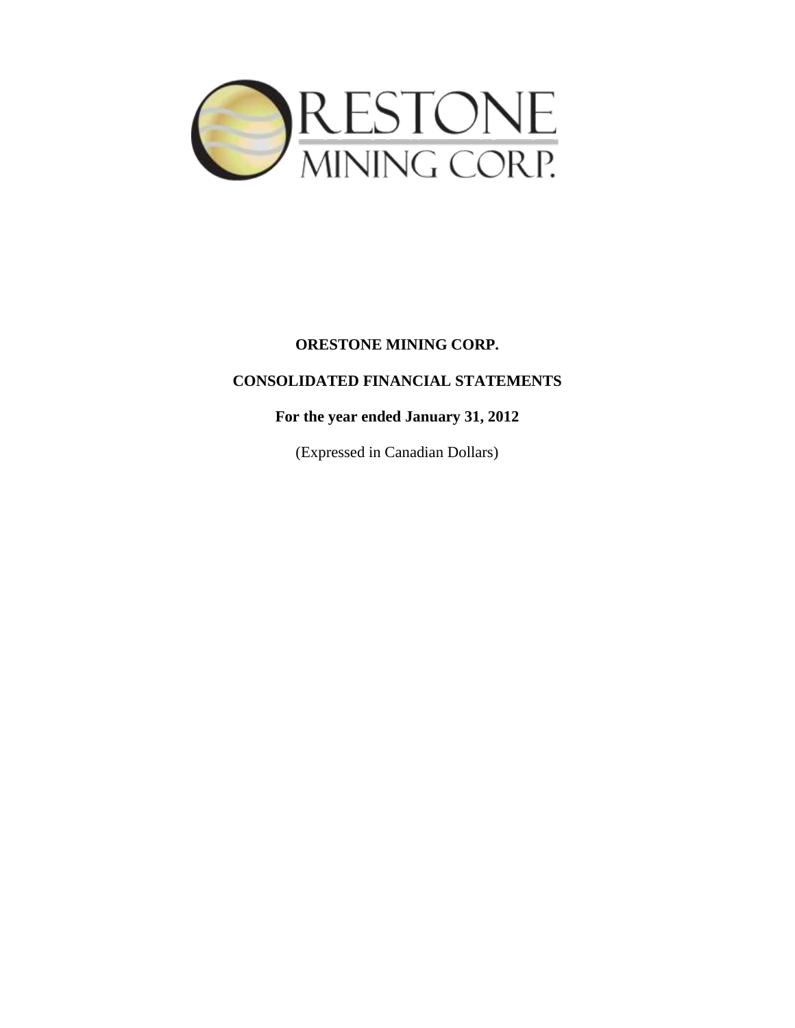# ORESTONE MINING CORP.

## CONSOLIDATED FINANCIAL STATEMENTS

### For the year ended January 31, 2012

(Expressed in Canadian Dollars)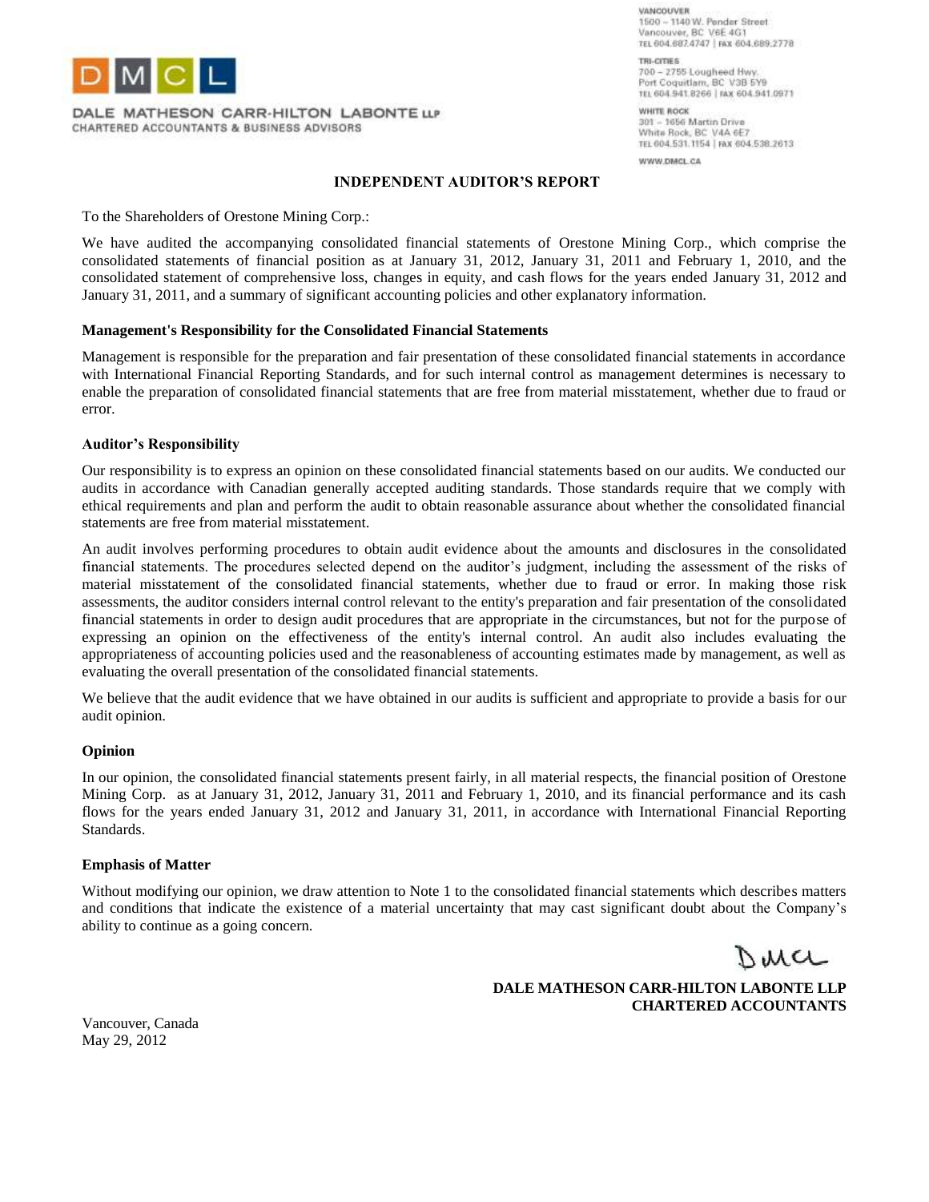DALE MATHESON CARR-HILTON LABONTE LLP
CHARTERED ACCOUNTANTS & BUSINESS ADVISORS

VANCOUVER
1500 – 1140 W. Pender Street
Vancouver, BC V6E 4G1
TEL 604.687.4747 | FAX 604.689.2778

TRI-CITIES
700 – 2755 Lougheed Hwy.
Port Coquitlam, BC V3B 5Y9
TEL 604.941.8266 | FAX 604.941.0971

WHITE ROCK
301 – 1656 Martin Drive
White Rock, BC V4A 6E7
TEL 604.531.1154 | FAX 604.538.2613

WWW.DMCL.CA

## INDEPENDENT AUDITOR'S REPORT

To the Shareholders of Orestone Mining Corp.:

We have audited the accompanying consolidated financial statements of Orestone Mining Corp., which comprise the consolidated statements of financial position as at January 31, 2012, January 31, 2011 and February 1, 2010, and the consolidated statement of comprehensive loss, changes in equity, and cash flows for the years ended January 31, 2012 and January 31, 2011, and a summary of significant accounting policies and other explanatory information.

### Management's Responsibility for the Consolidated Financial Statements

Management is responsible for the preparation and fair presentation of these consolidated financial statements in accordance with International Financial Reporting Standards, and for such internal control as management determines is necessary to enable the preparation of consolidated financial statements that are free from material misstatement, whether due to fraud or error.

### Auditor's Responsibility

Our responsibility is to express an opinion on these consolidated financial statements based on our audits. We conducted our audits in accordance with Canadian generally accepted auditing standards. Those standards require that we comply with ethical requirements and plan and perform the audit to obtain reasonable assurance about whether the consolidated financial statements are free from material misstatement.

An audit involves performing procedures to obtain audit evidence about the amounts and disclosures in the consolidated financial statements. The procedures selected depend on the auditor's judgment, including the assessment of the risks of material misstatement of the consolidated financial statements, whether due to fraud or error. In making those risk assessments, the auditor considers internal control relevant to the entity's preparation and fair presentation of the consolidated financial statements in order to design audit procedures that are appropriate in the circumstances, but not for the purpose of expressing an opinion on the effectiveness of the entity's internal control. An audit also includes evaluating the appropriateness of accounting policies used and the reasonableness of accounting estimates made by management, as well as evaluating the overall presentation of the consolidated financial statements.

We believe that the audit evidence that we have obtained in our audits is sufficient and appropriate to provide a basis for our audit opinion.

### Opinion

In our opinion, the consolidated financial statements present fairly, in all material respects, the financial position of Orestone Mining Corp. as at January 31, 2012, January 31, 2011 and February 1, 2010, and its financial performance and its cash flows for the years ended January 31, 2012 and January 31, 2011, in accordance with International Financial Reporting Standards.

### Emphasis of Matter

Without modifying our opinion, we draw attention to Note 1 to the consolidated financial statements which describes matters and conditions that indicate the existence of a material uncertainty that may cast significant doubt about the Company's ability to continue as a going concern.

**DALE MATHESON CARR-HILTON LABONTE LLP**
**CHARTERED ACCOUNTANTS**

Vancouver, Canada
May 29, 2012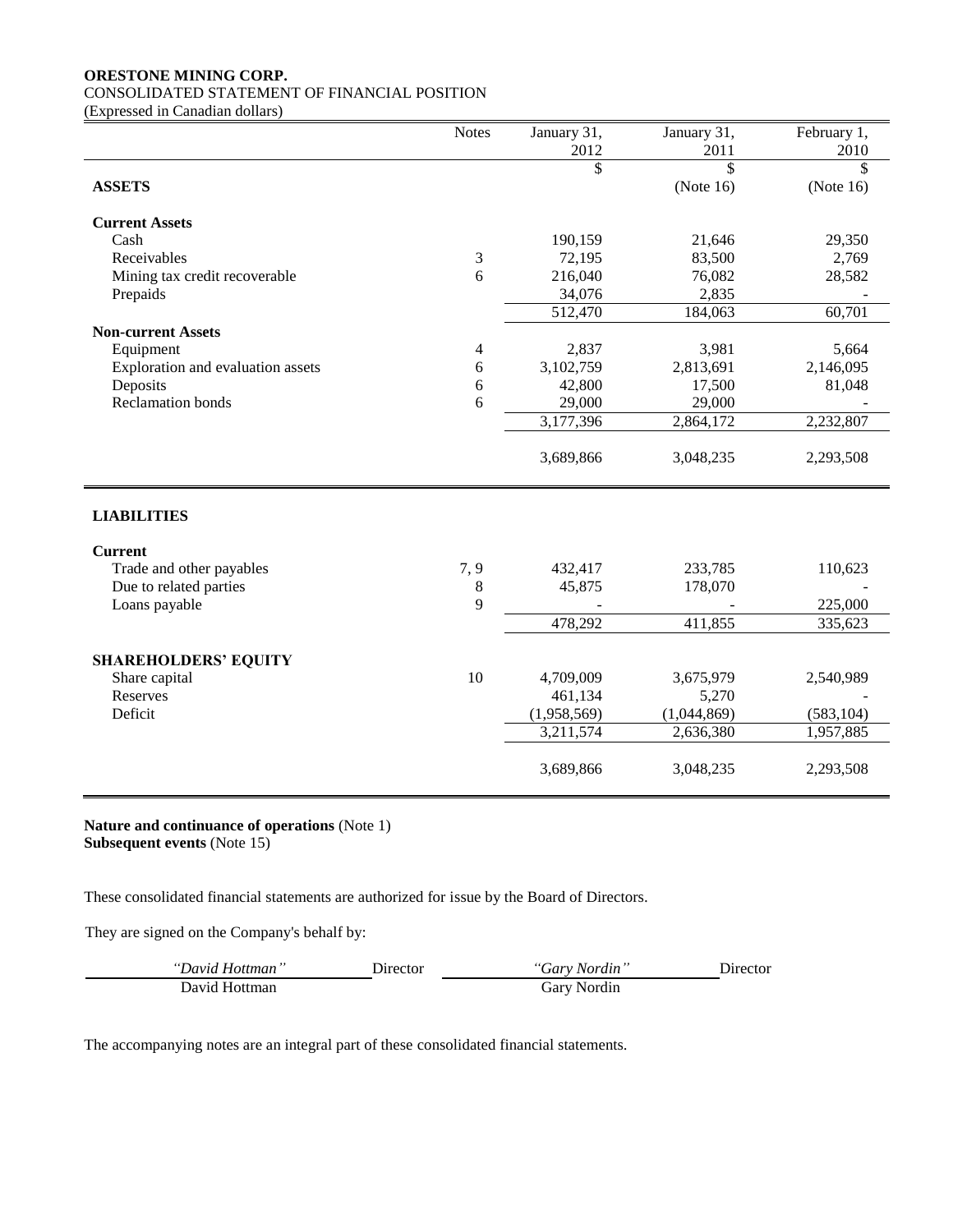**ORESTONE MINING CORP.**
CONSOLIDATED STATEMENT OF FINANCIAL POSITION
(Expressed in Canadian dollars)

| | Notes | January 31, 2012 | January 31, 2011 | February 1, 2010 |
|---|---|---|---|---|
| | | $ | $ | $ |
| **ASSETS** | | | (Note 16) | (Note 16) |
| **Current Assets** | | | | |
| Cash | | 190,159 | 21,646 | 29,350 |
| Receivables | 3 | 72,195 | 83,500 | 2,769 |
| Mining tax credit recoverable | 6 | 216,040 | 76,082 | 28,582 |
| Prepaids | | 34,076 | 2,835 | - |
| | | 512,470 | 184,063 | 60,701 |
| **Non-current Assets** | | | | |
| Equipment | 4 | 2,837 | 3,981 | 5,664 |
| Exploration and evaluation assets | 6 | 3,102,759 | 2,813,691 | 2,146,095 |
| Deposits | 6 | 42,800 | 17,500 | 81,048 |
| Reclamation bonds | 6 | 29,000 | 29,000 | - |
| | | 3,177,396 | 2,864,172 | 2,232,807 |
| | | 3,689,866 | 3,048,235 | 2,293,508 |
| **LIABILITIES** | | | | |
| **Current** | | | | |
| Trade and other payables | 7, 9 | 432,417 | 233,785 | 110,623 |
| Due to related parties | 8 | 45,875 | 178,070 | - |
| Loans payable | 9 | - | - | 225,000 |
| | | 478,292 | 411,855 | 335,623 |
| **SHAREHOLDERS' EQUITY** | | | | |
| Share capital | 10 | 4,709,009 | 3,675,979 | 2,540,989 |
| Reserves | | 461,134 | 5,270 | - |
| Deficit | | (1,958,569) | (1,044,869) | (583,104) |
| | | 3,211,574 | 2,636,380 | 1,957,885 |
| | | 3,689,866 | 3,048,235 | 2,293,508 |

**Nature and continuance of operations** (Note 1)
**Subsequent events** (Note 15)

These consolidated financial statements are authorized for issue by the Board of Directors.

They are signed on the Company's behalf by:

| *"David Hottman"* | Director | *"Gary Nordin"* | Director |
|---|---|---|---|
| David Hottman | | Gary Nordin | |

The accompanying notes are an integral part of these consolidated financial statements.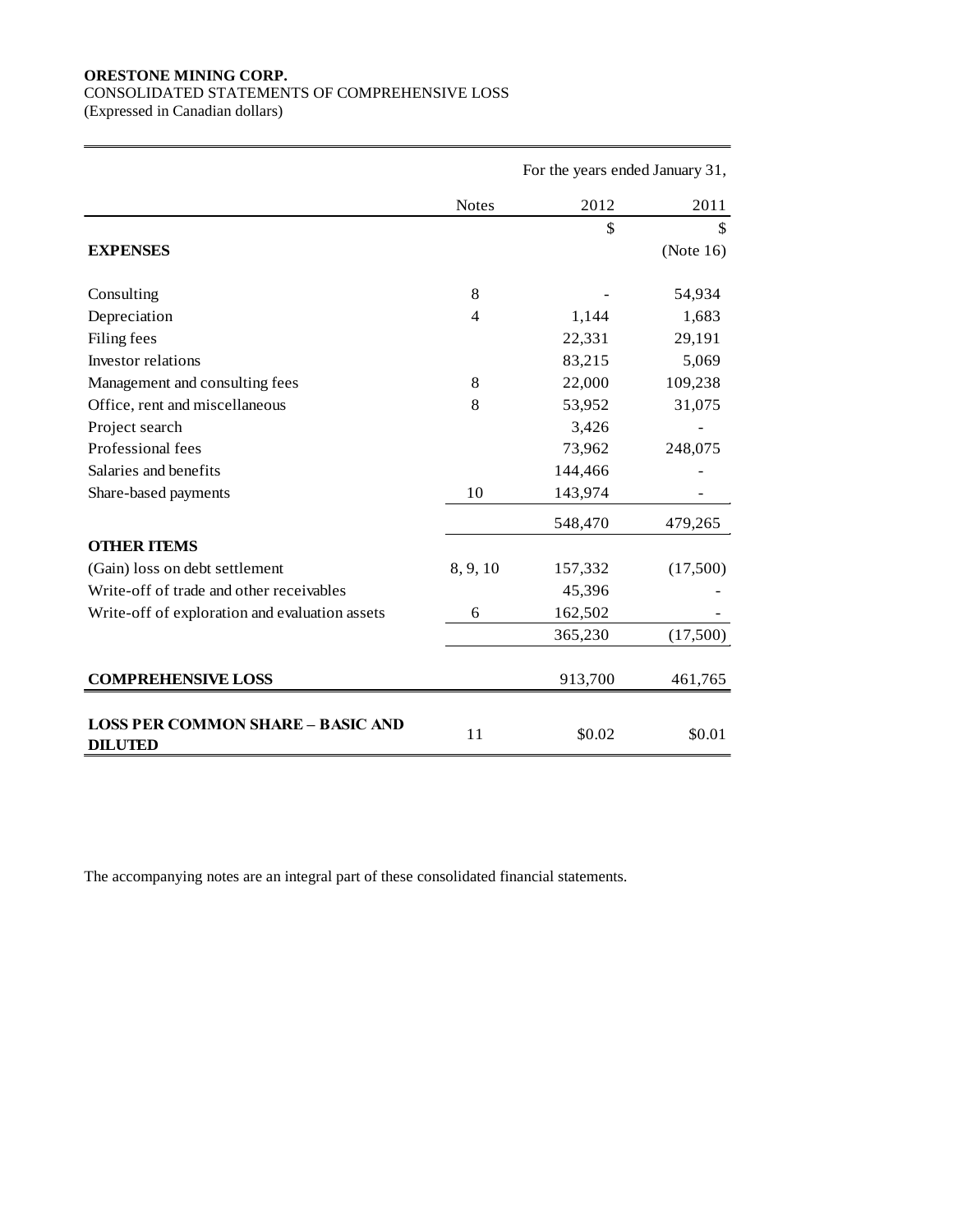**ORESTONE MINING CORP.**
CONSOLIDATED STATEMENTS OF COMPREHENSIVE LOSS
(Expressed in Canadian dollars)

| | | For the years ended January 31, | |
|---|---|---|---|
| | Notes | 2012 | 2011 |
| | | $ | $ |
| **EXPENSES** | | | (Note 16) |
| Consulting | 8 | - | 54,934 |
| Depreciation | 4 | 1,144 | 1,683 |
| Filing fees | | 22,331 | 29,191 |
| Investor relations | | 83,215 | 5,069 |
| Management and consulting fees | 8 | 22,000 | 109,238 |
| Office, rent and miscellaneous | 8 | 53,952 | 31,075 |
| Project search | | 3,426 | - |
| Professional fees | | 73,962 | 248,075 |
| Salaries and benefits | | 144,466 | - |
| Share-based payments | 10 | 143,974 | - |
| | | 548,470 | 479,265 |
| **OTHER ITEMS** | | | |
| (Gain) loss on debt settlement | 8, 9, 10 | 157,332 | (17,500) |
| Write-off of trade and other receivables | | 45,396 | - |
| Write-off of exploration and evaluation assets | 6 | 162,502 | - |
| | | 365,230 | (17,500) |
| **COMPREHENSIVE LOSS** | | 913,700 | 461,765 |
| **LOSS PER COMMON SHARE – BASIC AND DILUTED** | 11 | $0.02 | $0.01 |

The accompanying notes are an integral part of these consolidated financial statements.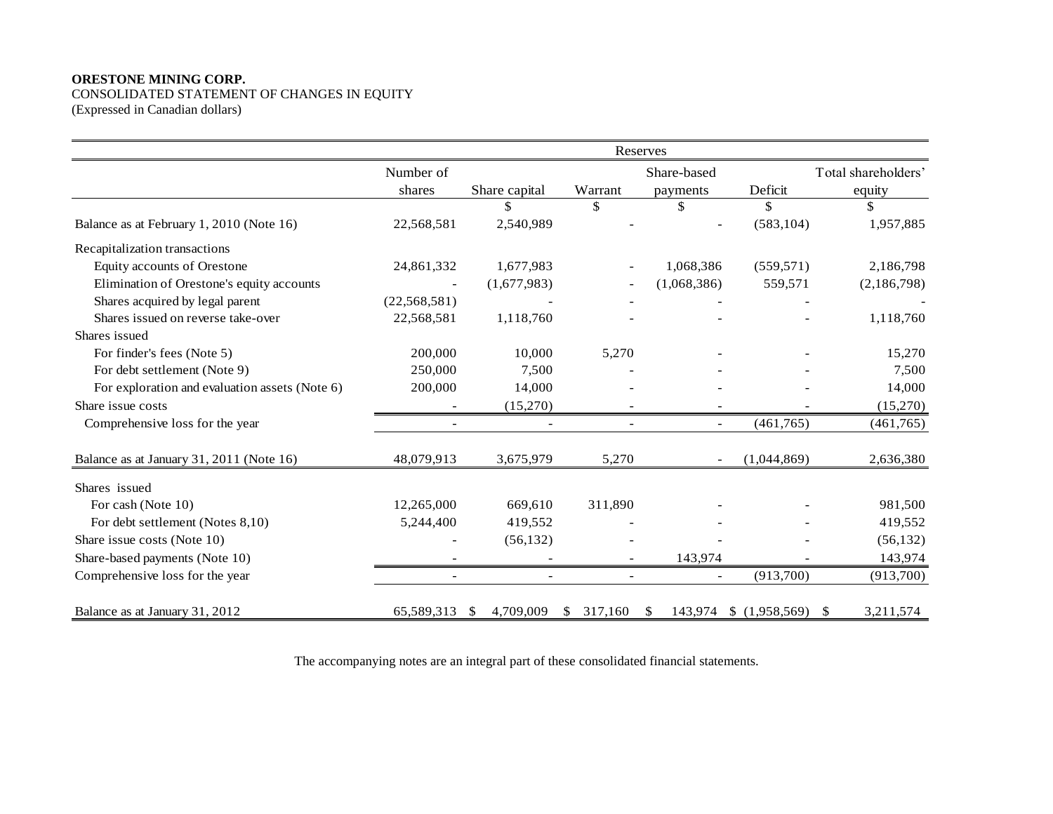**ORESTONE MINING CORP.**
CONSOLIDATED STATEMENT OF CHANGES IN EQUITY
(Expressed in Canadian dollars)

| | | | Reserves | | | |
|---|---|---|---|---|---|---|
| | Number of shares | Share capital | Warrant | Share-based payments | Deficit | Total shareholders' equity |
| | | $ | $ | $ | $ | $ |
| Balance as at February 1, 2010 (Note 16) | 22,568,581 | 2,540,989 | - | - | (583,104) | 1,957,885 |
| Recapitalization transactions | | | | | | |
| Equity accounts of Orestone | 24,861,332 | 1,677,983 | - | 1,068,386 | (559,571) | 2,186,798 |
| Elimination of Orestone's equity accounts | - | (1,677,983) | - | (1,068,386) | 559,571 | (2,186,798) |
| Shares acquired by legal parent | (22,568,581) | - | - | - | - | - |
| Shares issued on reverse take-over | 22,568,581 | 1,118,760 | - | - | - | 1,118,760 |
| Shares issued | | | | | | |
| For finder's fees (Note 5) | 200,000 | 10,000 | 5,270 | - | - | 15,270 |
| For debt settlement (Note 9) | 250,000 | 7,500 | - | - | - | 7,500 |
| For exploration and evaluation assets (Note 6) | 200,000 | 14,000 | - | - | - | 14,000 |
| Share issue costs | - | (15,270) | - | - | - | (15,270) |
| Comprehensive loss for the year | - | - | - | - | (461,765) | (461,765) |
| Balance as at January 31, 2011 (Note 16) | 48,079,913 | 3,675,979 | 5,270 | - | (1,044,869) | 2,636,380 |
| Shares issued | | | | | | |
| For cash (Note 10) | 12,265,000 | 669,610 | 311,890 | - | - | 981,500 |
| For debt settlement (Notes 8,10) | 5,244,400 | 419,552 | - | - | - | 419,552 |
| Share issue costs (Note 10) | - | (56,132) | - | - | - | (56,132) |
| Share-based payments (Note 10) | - | - | - | 143,974 | - | 143,974 |
| Comprehensive loss for the year | - | - | - | - | (913,700) | (913,700) |
| Balance as at January 31, 2012 | 65,589,313 | $ 4,709,009 | $ 317,160 | $ 143,974 | $ (1,958,569) | $ 3,211,574 |

The accompanying notes are an integral part of these consolidated financial statements.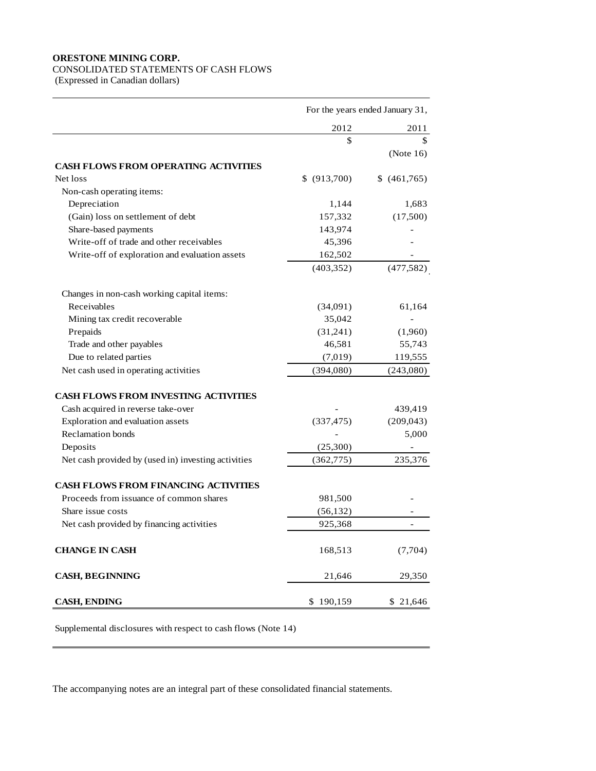**ORESTONE MINING CORP.**
CONSOLIDATED STATEMENTS OF CASH FLOWS
(Expressed in Canadian dollars)

| | For the years ended January 31, | |
|---|---|---|
| | 2012 | 2011 |
| | $ | $ |
| | | (Note 16) |
| **CASH FLOWS FROM OPERATING ACTIVITIES** | | |
| Net loss | $ (913,700) | $ (461,765) |
| Non-cash operating items: | | |
| Depreciation | 1,144 | 1,683 |
| (Gain) loss on settlement of debt | 157,332 | (17,500) |
| Share-based payments | 143,974 | - |
| Write-off of trade and other receivables | 45,396 | - |
| Write-off of exploration and evaluation assets | 162,502 | - |
| | (403,352) | (477,582) |
| Changes in non-cash working capital items: | | |
| Receivables | (34,091) | 61,164 |
| Mining tax credit recoverable | 35,042 | - |
| Prepaids | (31,241) | (1,960) |
| Trade and other payables | 46,581 | 55,743 |
| Due to related parties | (7,019) | 119,555 |
| Net cash used in operating activities | (394,080) | (243,080) |
| **CASH FLOWS FROM INVESTING ACTIVITIES** | | |
| Cash acquired in reverse take-over | - | 439,419 |
| Exploration and evaluation assets | (337,475) | (209,043) |
| Reclamation bonds | - | 5,000 |
| Deposits | (25,300) | - |
| Net cash provided by (used in) investing activities | (362,775) | 235,376 |
| **CASH FLOWS FROM FINANCING ACTIVITIES** | | |
| Proceeds from issuance of common shares | 981,500 | - |
| Share issue costs | (56,132) | - |
| Net cash provided by financing activities | 925,368 | - |
| **CHANGE IN CASH** | 168,513 | (7,704) |
| **CASH, BEGINNING** | 21,646 | 29,350 |
| **CASH, ENDING** | $ 190,159 | $ 21,646 |

Supplemental disclosures with respect to cash flows (Note 14)

The accompanying notes are an integral part of these consolidated financial statements.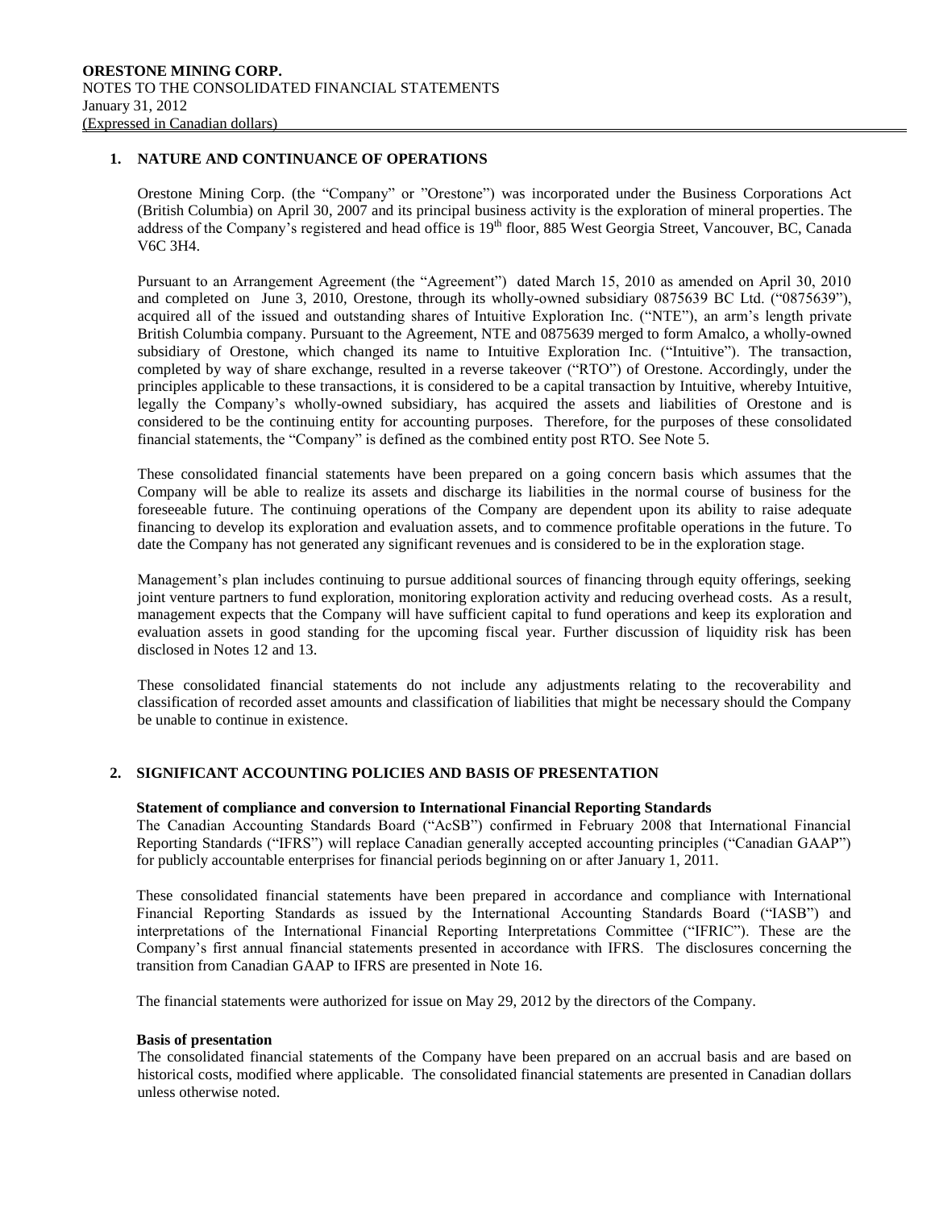## 1. NATURE AND CONTINUANCE OF OPERATIONS

Orestone Mining Corp. (the "Company" or "Orestone") was incorporated under the Business Corporations Act (British Columbia) on April 30, 2007 and its principal business activity is the exploration of mineral properties. The address of the Company's registered and head office is 19th floor, 885 West Georgia Street, Vancouver, BC, Canada V6C 3H4.

Pursuant to an Arrangement Agreement (the "Agreement") dated March 15, 2010 as amended on April 30, 2010 and completed on June 3, 2010, Orestone, through its wholly-owned subsidiary 0875639 BC Ltd. ("0875639"), acquired all of the issued and outstanding shares of Intuitive Exploration Inc. ("NTE"), an arm's length private British Columbia company. Pursuant to the Agreement, NTE and 0875639 merged to form Amalco, a wholly-owned subsidiary of Orestone, which changed its name to Intuitive Exploration Inc. ("Intuitive"). The transaction, completed by way of share exchange, resulted in a reverse takeover ("RTO") of Orestone. Accordingly, under the principles applicable to these transactions, it is considered to be a capital transaction by Intuitive, whereby Intuitive, legally the Company's wholly-owned subsidiary, has acquired the assets and liabilities of Orestone and is considered to be the continuing entity for accounting purposes. Therefore, for the purposes of these consolidated financial statements, the "Company" is defined as the combined entity post RTO. See Note 5.

These consolidated financial statements have been prepared on a going concern basis which assumes that the Company will be able to realize its assets and discharge its liabilities in the normal course of business for the foreseeable future. The continuing operations of the Company are dependent upon its ability to raise adequate financing to develop its exploration and evaluation assets, and to commence profitable operations in the future. To date the Company has not generated any significant revenues and is considered to be in the exploration stage.

Management's plan includes continuing to pursue additional sources of financing through equity offerings, seeking joint venture partners to fund exploration, monitoring exploration activity and reducing overhead costs. As a result, management expects that the Company will have sufficient capital to fund operations and keep its exploration and evaluation assets in good standing for the upcoming fiscal year. Further discussion of liquidity risk has been disclosed in Notes 12 and 13.

These consolidated financial statements do not include any adjustments relating to the recoverability and classification of recorded asset amounts and classification of liabilities that might be necessary should the Company be unable to continue in existence.

## 2. SIGNIFICANT ACCOUNTING POLICIES AND BASIS OF PRESENTATION

**Statement of compliance and conversion to International Financial Reporting Standards**

The Canadian Accounting Standards Board ("AcSB") confirmed in February 2008 that International Financial Reporting Standards ("IFRS") will replace Canadian generally accepted accounting principles ("Canadian GAAP") for publicly accountable enterprises for financial periods beginning on or after January 1, 2011.

These consolidated financial statements have been prepared in accordance and compliance with International Financial Reporting Standards as issued by the International Accounting Standards Board ("IASB") and interpretations of the International Financial Reporting Interpretations Committee ("IFRIC"). These are the Company's first annual financial statements presented in accordance with IFRS. The disclosures concerning the transition from Canadian GAAP to IFRS are presented in Note 16.

The financial statements were authorized for issue on May 29, 2012 by the directors of the Company.

**Basis of presentation**

The consolidated financial statements of the Company have been prepared on an accrual basis and are based on historical costs, modified where applicable. The consolidated financial statements are presented in Canadian dollars unless otherwise noted.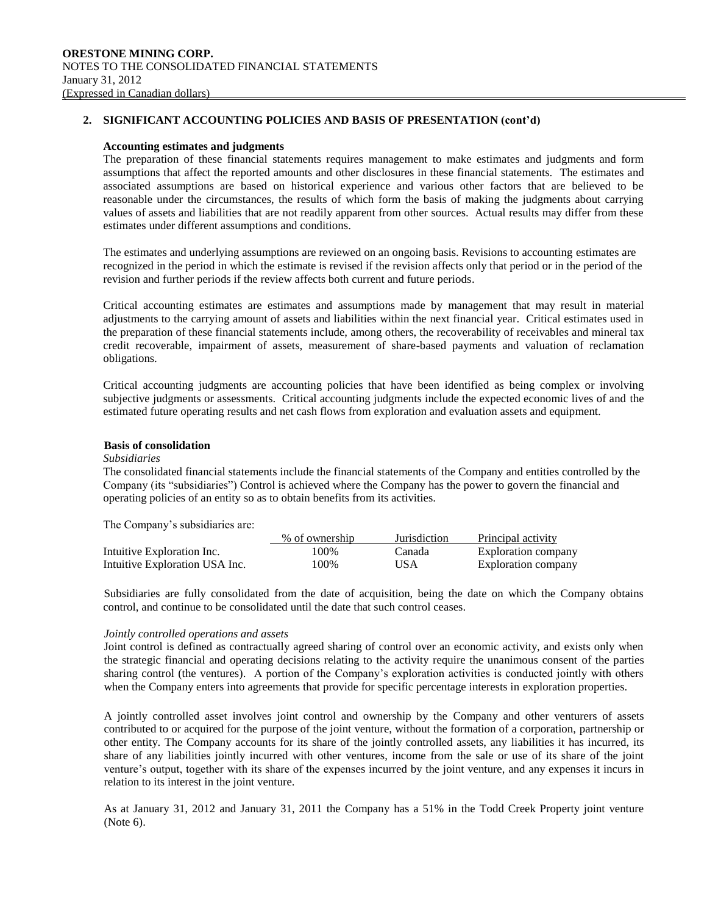## 2. SIGNIFICANT ACCOUNTING POLICIES AND BASIS OF PRESENTATION (cont'd)

### Accounting estimates and judgments

The preparation of these financial statements requires management to make estimates and judgments and form assumptions that affect the reported amounts and other disclosures in these financial statements. The estimates and associated assumptions are based on historical experience and various other factors that are believed to be reasonable under the circumstances, the results of which form the basis of making the judgments about carrying values of assets and liabilities that are not readily apparent from other sources. Actual results may differ from these estimates under different assumptions and conditions.

The estimates and underlying assumptions are reviewed on an ongoing basis. Revisions to accounting estimates are recognized in the period in which the estimate is revised if the revision affects only that period or in the period of the revision and further periods if the review affects both current and future periods.

Critical accounting estimates are estimates and assumptions made by management that may result in material adjustments to the carrying amount of assets and liabilities within the next financial year. Critical estimates used in the preparation of these financial statements include, among others, the recoverability of receivables and mineral tax credit recoverable, impairment of assets, measurement of share-based payments and valuation of reclamation obligations.

Critical accounting judgments are accounting policies that have been identified as being complex or involving subjective judgments or assessments. Critical accounting judgments include the expected economic lives of and the estimated future operating results and net cash flows from exploration and evaluation assets and equipment.

### Basis of consolidation

*Subsidiaries*

The consolidated financial statements include the financial statements of the Company and entities controlled by the Company (its "subsidiaries") Control is achieved where the Company has the power to govern the financial and operating policies of an entity so as to obtain benefits from its activities.

The Company's subsidiaries are:

| | % of ownership | Jurisdiction | Principal activity |
|---|---|---|---|
| Intuitive Exploration Inc. | 100% | Canada | Exploration company |
| Intuitive Exploration USA Inc. | 100% | USA | Exploration company |

Subsidiaries are fully consolidated from the date of acquisition, being the date on which the Company obtains control, and continue to be consolidated until the date that such control ceases.

*Jointly controlled operations and assets*

Joint control is defined as contractually agreed sharing of control over an economic activity, and exists only when the strategic financial and operating decisions relating to the activity require the unanimous consent of the parties sharing control (the ventures). A portion of the Company's exploration activities is conducted jointly with others when the Company enters into agreements that provide for specific percentage interests in exploration properties.

A jointly controlled asset involves joint control and ownership by the Company and other venturers of assets contributed to or acquired for the purpose of the joint venture, without the formation of a corporation, partnership or other entity. The Company accounts for its share of the jointly controlled assets, any liabilities it has incurred, its share of any liabilities jointly incurred with other ventures, income from the sale or use of its share of the joint venture's output, together with its share of the expenses incurred by the joint venture, and any expenses it incurs in relation to its interest in the joint venture.

As at January 31, 2012 and January 31, 2011 the Company has a 51% in the Todd Creek Property joint venture (Note 6).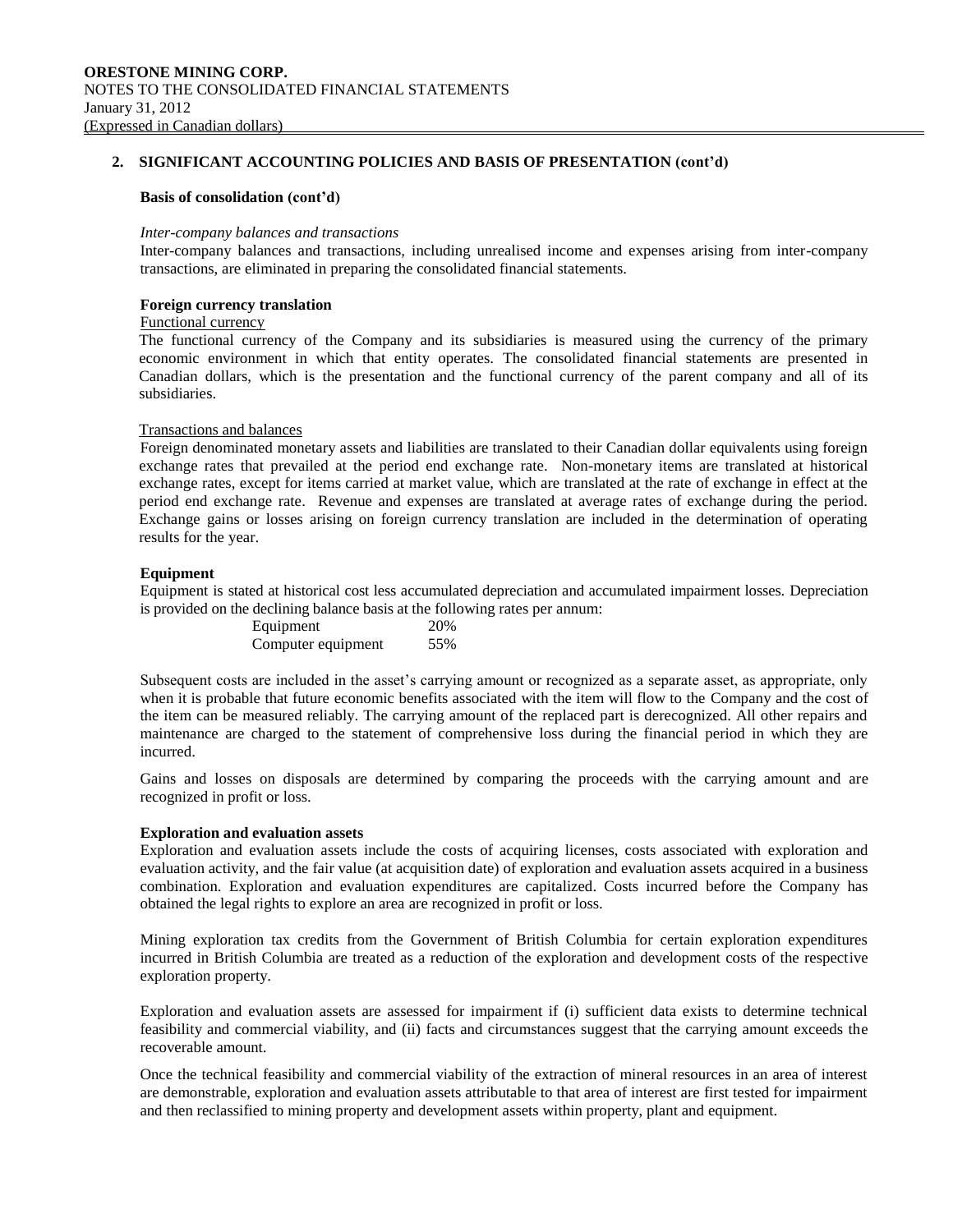## 2. SIGNIFICANT ACCOUNTING POLICIES AND BASIS OF PRESENTATION (cont'd)

### Basis of consolidation (cont'd)

*Inter-company balances and transactions*

Inter-company balances and transactions, including unrealised income and expenses arising from inter-company transactions, are eliminated in preparing the consolidated financial statements.

### Foreign currency translation

Functional currency

The functional currency of the Company and its subsidiaries is measured using the currency of the primary economic environment in which that entity operates. The consolidated financial statements are presented in Canadian dollars, which is the presentation and the functional currency of the parent company and all of its subsidiaries.

Transactions and balances

Foreign denominated monetary assets and liabilities are translated to their Canadian dollar equivalents using foreign exchange rates that prevailed at the period end exchange rate. Non-monetary items are translated at historical exchange rates, except for items carried at market value, which are translated at the rate of exchange in effect at the period end exchange rate. Revenue and expenses are translated at average rates of exchange during the period. Exchange gains or losses arising on foreign currency translation are included in the determination of operating results for the year.

### Equipment

Equipment is stated at historical cost less accumulated depreciation and accumulated impairment losses. Depreciation is provided on the declining balance basis at the following rates per annum:

| | |
|---|---|
| Equipment | 20% |
| Computer equipment | 55% |

Subsequent costs are included in the asset's carrying amount or recognized as a separate asset, as appropriate, only when it is probable that future economic benefits associated with the item will flow to the Company and the cost of the item can be measured reliably. The carrying amount of the replaced part is derecognized. All other repairs and maintenance are charged to the statement of comprehensive loss during the financial period in which they are incurred.

Gains and losses on disposals are determined by comparing the proceeds with the carrying amount and are recognized in profit or loss.

### Exploration and evaluation assets

Exploration and evaluation assets include the costs of acquiring licenses, costs associated with exploration and evaluation activity, and the fair value (at acquisition date) of exploration and evaluation assets acquired in a business combination. Exploration and evaluation expenditures are capitalized. Costs incurred before the Company has obtained the legal rights to explore an area are recognized in profit or loss.

Mining exploration tax credits from the Government of British Columbia for certain exploration expenditures incurred in British Columbia are treated as a reduction of the exploration and development costs of the respective exploration property.

Exploration and evaluation assets are assessed for impairment if (i) sufficient data exists to determine technical feasibility and commercial viability, and (ii) facts and circumstances suggest that the carrying amount exceeds the recoverable amount.

Once the technical feasibility and commercial viability of the extraction of mineral resources in an area of interest are demonstrable, exploration and evaluation assets attributable to that area of interest are first tested for impairment and then reclassified to mining property and development assets within property, plant and equipment.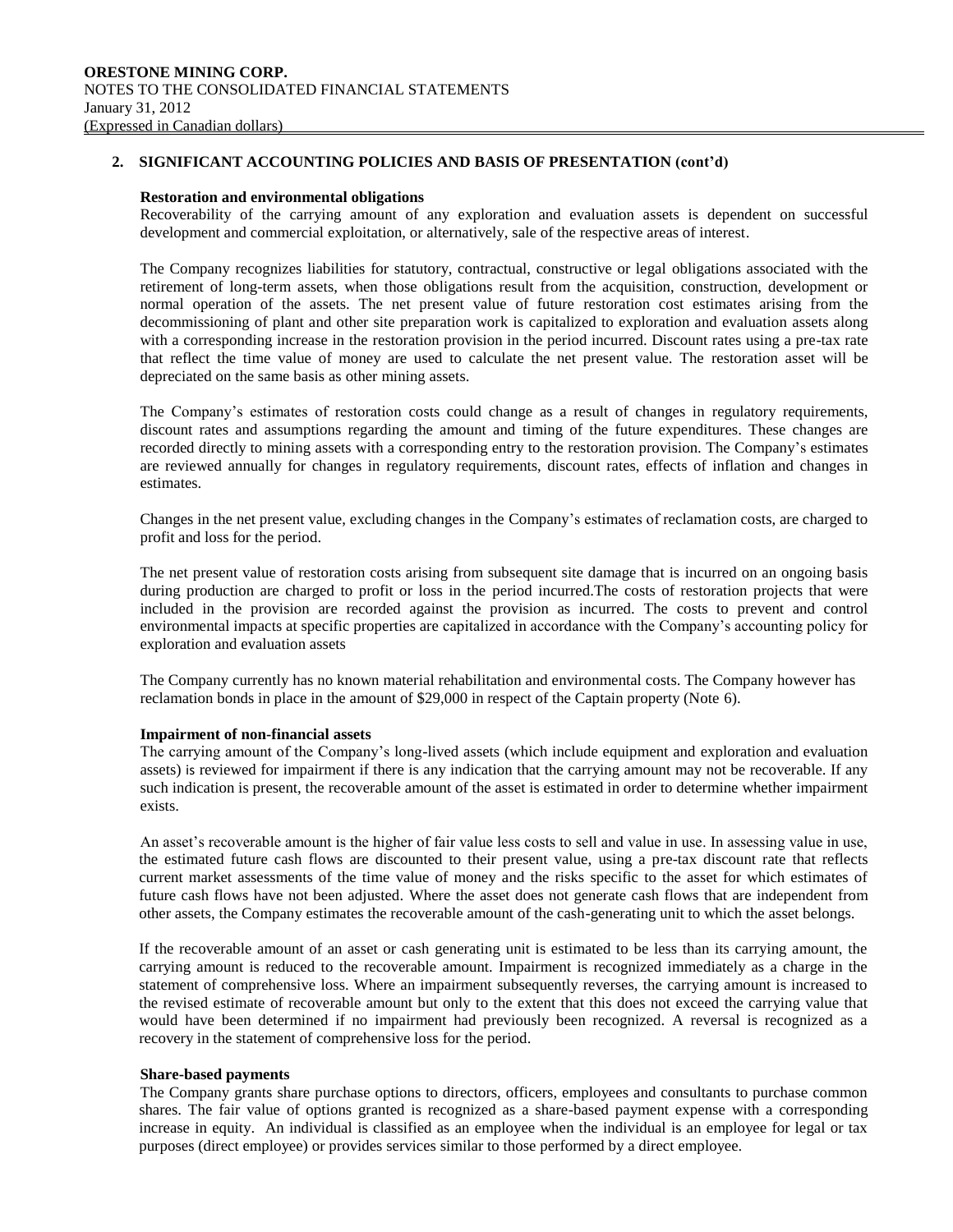## 2. SIGNIFICANT ACCOUNTING POLICIES AND BASIS OF PRESENTATION (cont'd)

### Restoration and environmental obligations

Recoverability of the carrying amount of any exploration and evaluation assets is dependent on successful development and commercial exploitation, or alternatively, sale of the respective areas of interest.

The Company recognizes liabilities for statutory, contractual, constructive or legal obligations associated with the retirement of long-term assets, when those obligations result from the acquisition, construction, development or normal operation of the assets. The net present value of future restoration cost estimates arising from the decommissioning of plant and other site preparation work is capitalized to exploration and evaluation assets along with a corresponding increase in the restoration provision in the period incurred. Discount rates using a pre-tax rate that reflect the time value of money are used to calculate the net present value. The restoration asset will be depreciated on the same basis as other mining assets.

The Company's estimates of restoration costs could change as a result of changes in regulatory requirements, discount rates and assumptions regarding the amount and timing of the future expenditures. These changes are recorded directly to mining assets with a corresponding entry to the restoration provision. The Company's estimates are reviewed annually for changes in regulatory requirements, discount rates, effects of inflation and changes in estimates.

Changes in the net present value, excluding changes in the Company's estimates of reclamation costs, are charged to profit and loss for the period.

The net present value of restoration costs arising from subsequent site damage that is incurred on an ongoing basis during production are charged to profit or loss in the period incurred.The costs of restoration projects that were included in the provision are recorded against the provision as incurred. The costs to prevent and control environmental impacts at specific properties are capitalized in accordance with the Company's accounting policy for exploration and evaluation assets

The Company currently has no known material rehabilitation and environmental costs. The Company however has reclamation bonds in place in the amount of $29,000 in respect of the Captain property (Note 6).

### Impairment of non-financial assets

The carrying amount of the Company's long-lived assets (which include equipment and exploration and evaluation assets) is reviewed for impairment if there is any indication that the carrying amount may not be recoverable. If any such indication is present, the recoverable amount of the asset is estimated in order to determine whether impairment exists.

An asset's recoverable amount is the higher of fair value less costs to sell and value in use. In assessing value in use, the estimated future cash flows are discounted to their present value, using a pre-tax discount rate that reflects current market assessments of the time value of money and the risks specific to the asset for which estimates of future cash flows have not been adjusted. Where the asset does not generate cash flows that are independent from other assets, the Company estimates the recoverable amount of the cash-generating unit to which the asset belongs.

If the recoverable amount of an asset or cash generating unit is estimated to be less than its carrying amount, the carrying amount is reduced to the recoverable amount. Impairment is recognized immediately as a charge in the statement of comprehensive loss. Where an impairment subsequently reverses, the carrying amount is increased to the revised estimate of recoverable amount but only to the extent that this does not exceed the carrying value that would have been determined if no impairment had previously been recognized. A reversal is recognized as a recovery in the statement of comprehensive loss for the period.

### Share-based payments

The Company grants share purchase options to directors, officers, employees and consultants to purchase common shares. The fair value of options granted is recognized as a share-based payment expense with a corresponding increase in equity. An individual is classified as an employee when the individual is an employee for legal or tax purposes (direct employee) or provides services similar to those performed by a direct employee.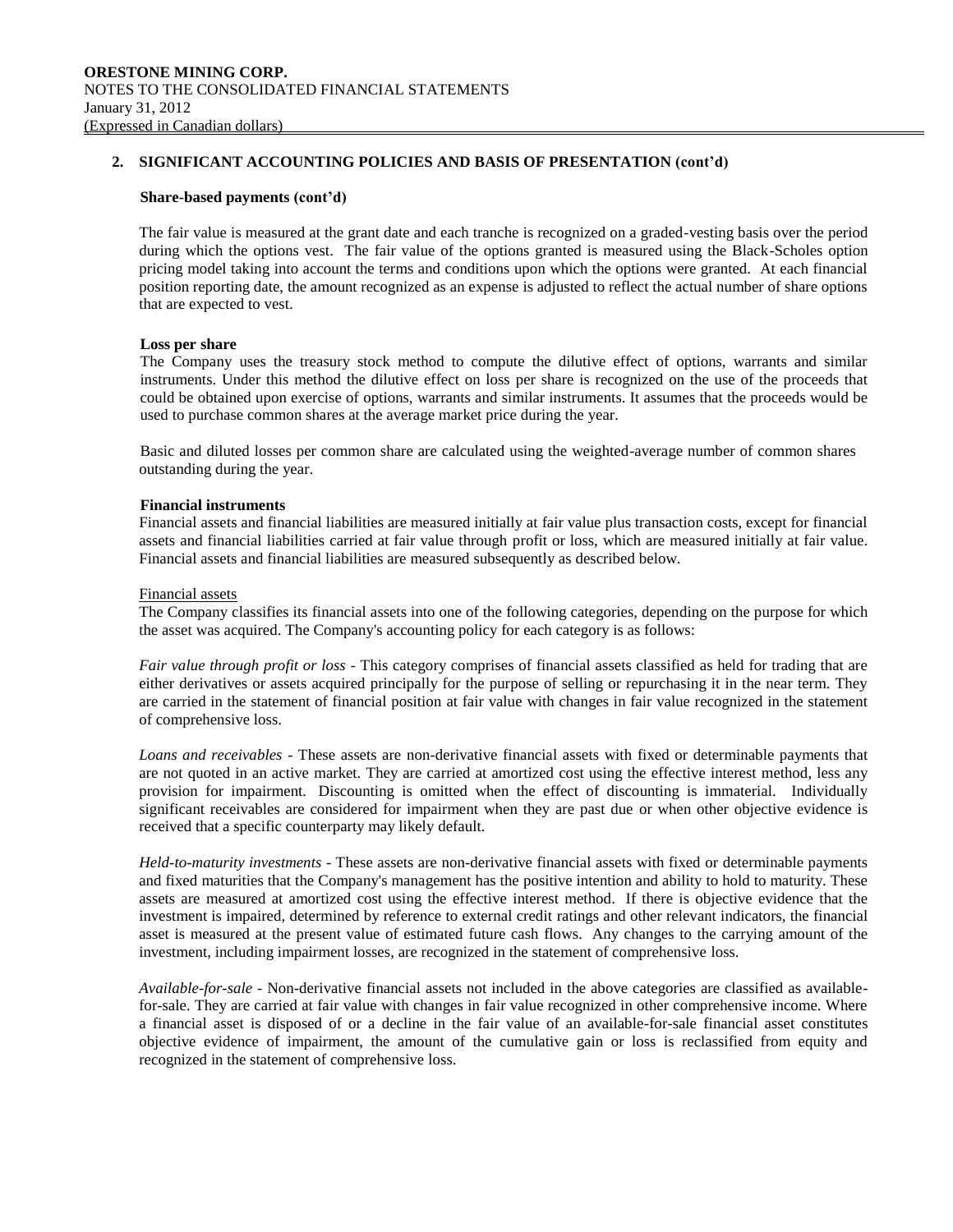## 2. SIGNIFICANT ACCOUNTING POLICIES AND BASIS OF PRESENTATION (cont'd)

### Share-based payments (cont'd)

The fair value is measured at the grant date and each tranche is recognized on a graded-vesting basis over the period during which the options vest. The fair value of the options granted is measured using the Black-Scholes option pricing model taking into account the terms and conditions upon which the options were granted. At each financial position reporting date, the amount recognized as an expense is adjusted to reflect the actual number of share options that are expected to vest.

### Loss per share

The Company uses the treasury stock method to compute the dilutive effect of options, warrants and similar instruments. Under this method the dilutive effect on loss per share is recognized on the use of the proceeds that could be obtained upon exercise of options, warrants and similar instruments. It assumes that the proceeds would be used to purchase common shares at the average market price during the year.

Basic and diluted losses per common share are calculated using the weighted-average number of common shares outstanding during the year.

### Financial instruments

Financial assets and financial liabilities are measured initially at fair value plus transaction costs, except for financial assets and financial liabilities carried at fair value through profit or loss, which are measured initially at fair value. Financial assets and financial liabilities are measured subsequently as described below.

<u>Financial assets</u>

The Company classifies its financial assets into one of the following categories, depending on the purpose for which the asset was acquired. The Company's accounting policy for each category is as follows:

*Fair value through profit or loss* - This category comprises of financial assets classified as held for trading that are either derivatives or assets acquired principally for the purpose of selling or repurchasing it in the near term. They are carried in the statement of financial position at fair value with changes in fair value recognized in the statement of comprehensive loss.

*Loans and receivables* - These assets are non-derivative financial assets with fixed or determinable payments that are not quoted in an active market. They are carried at amortized cost using the effective interest method, less any provision for impairment. Discounting is omitted when the effect of discounting is immaterial. Individually significant receivables are considered for impairment when they are past due or when other objective evidence is received that a specific counterparty may likely default.

*Held-to-maturity investments* - These assets are non-derivative financial assets with fixed or determinable payments and fixed maturities that the Company's management has the positive intention and ability to hold to maturity. These assets are measured at amortized cost using the effective interest method. If there is objective evidence that the investment is impaired, determined by reference to external credit ratings and other relevant indicators, the financial asset is measured at the present value of estimated future cash flows. Any changes to the carrying amount of the investment, including impairment losses, are recognized in the statement of comprehensive loss.

*Available-for-sale* - Non-derivative financial assets not included in the above categories are classified as available-for-sale. They are carried at fair value with changes in fair value recognized in other comprehensive income. Where a financial asset is disposed of or a decline in the fair value of an available-for-sale financial asset constitutes objective evidence of impairment, the amount of the cumulative gain or loss is reclassified from equity and recognized in the statement of comprehensive loss.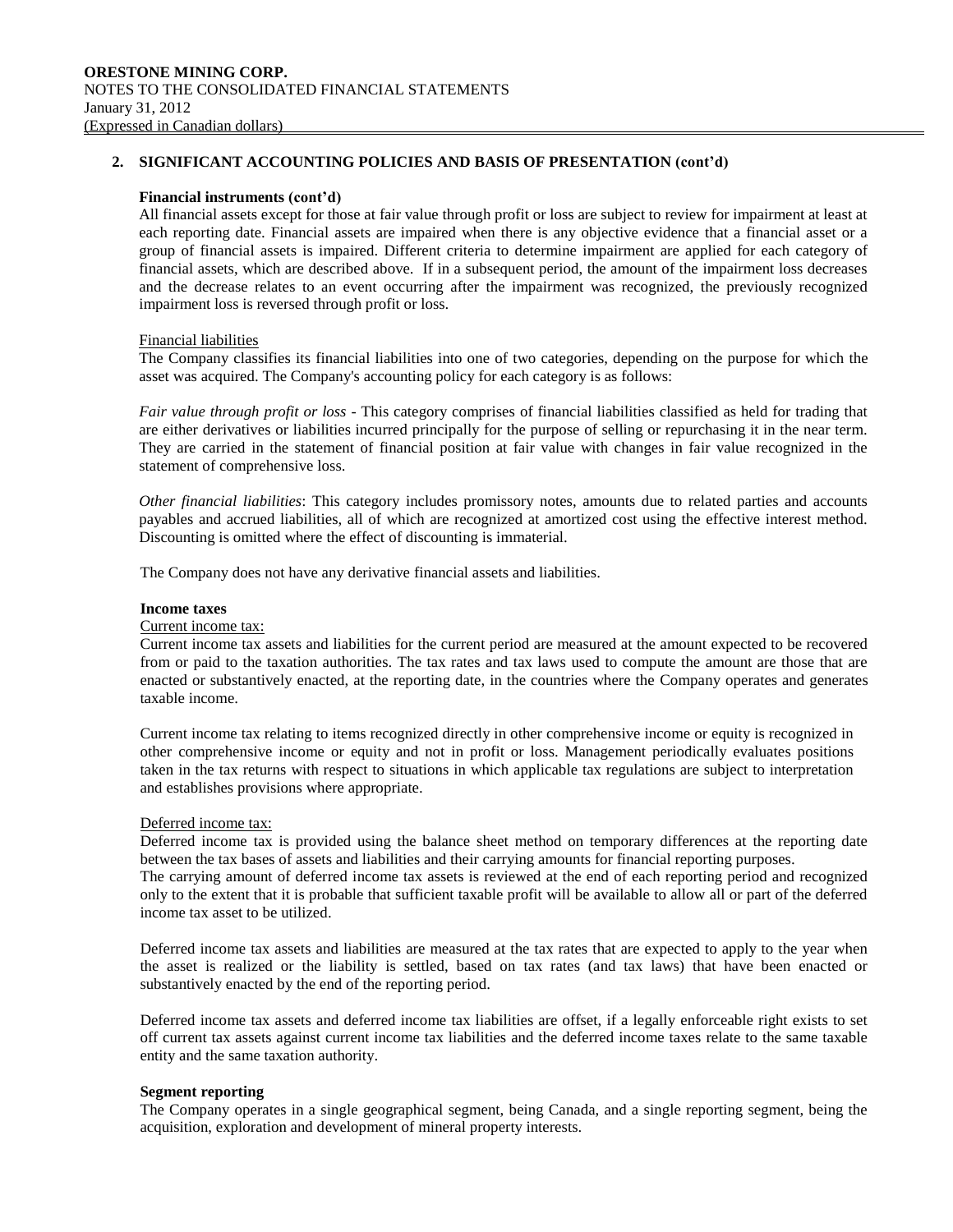## 2. SIGNIFICANT ACCOUNTING POLICIES AND BASIS OF PRESENTATION (cont'd)

**Financial instruments (cont'd)**

All financial assets except for those at fair value through profit or loss are subject to review for impairment at least at each reporting date. Financial assets are impaired when there is any objective evidence that a financial asset or a group of financial assets is impaired. Different criteria to determine impairment are applied for each category of financial assets, which are described above. If in a subsequent period, the amount of the impairment loss decreases and the decrease relates to an event occurring after the impairment was recognized, the previously recognized impairment loss is reversed through profit or loss.

Financial liabilities

The Company classifies its financial liabilities into one of two categories, depending on the purpose for which the asset was acquired. The Company's accounting policy for each category is as follows:

*Fair value through profit or loss* - This category comprises of financial liabilities classified as held for trading that are either derivatives or liabilities incurred principally for the purpose of selling or repurchasing it in the near term. They are carried in the statement of financial position at fair value with changes in fair value recognized in the statement of comprehensive loss.

*Other financial liabilities*: This category includes promissory notes, amounts due to related parties and accounts payables and accrued liabilities, all of which are recognized at amortized cost using the effective interest method. Discounting is omitted where the effect of discounting is immaterial.

The Company does not have any derivative financial assets and liabilities.

**Income taxes**

Current income tax:

Current income tax assets and liabilities for the current period are measured at the amount expected to be recovered from or paid to the taxation authorities. The tax rates and tax laws used to compute the amount are those that are enacted or substantively enacted, at the reporting date, in the countries where the Company operates and generates taxable income.

Current income tax relating to items recognized directly in other comprehensive income or equity is recognized in other comprehensive income or equity and not in profit or loss. Management periodically evaluates positions taken in the tax returns with respect to situations in which applicable tax regulations are subject to interpretation and establishes provisions where appropriate.

Deferred income tax:

Deferred income tax is provided using the balance sheet method on temporary differences at the reporting date between the tax bases of assets and liabilities and their carrying amounts for financial reporting purposes.
The carrying amount of deferred income tax assets is reviewed at the end of each reporting period and recognized only to the extent that it is probable that sufficient taxable profit will be available to allow all or part of the deferred income tax asset to be utilized.

Deferred income tax assets and liabilities are measured at the tax rates that are expected to apply to the year when the asset is realized or the liability is settled, based on tax rates (and tax laws) that have been enacted or substantively enacted by the end of the reporting period.

Deferred income tax assets and deferred income tax liabilities are offset, if a legally enforceable right exists to set off current tax assets against current income tax liabilities and the deferred income taxes relate to the same taxable entity and the same taxation authority.

**Segment reporting**

The Company operates in a single geographical segment, being Canada, and a single reporting segment, being the acquisition, exploration and development of mineral property interests.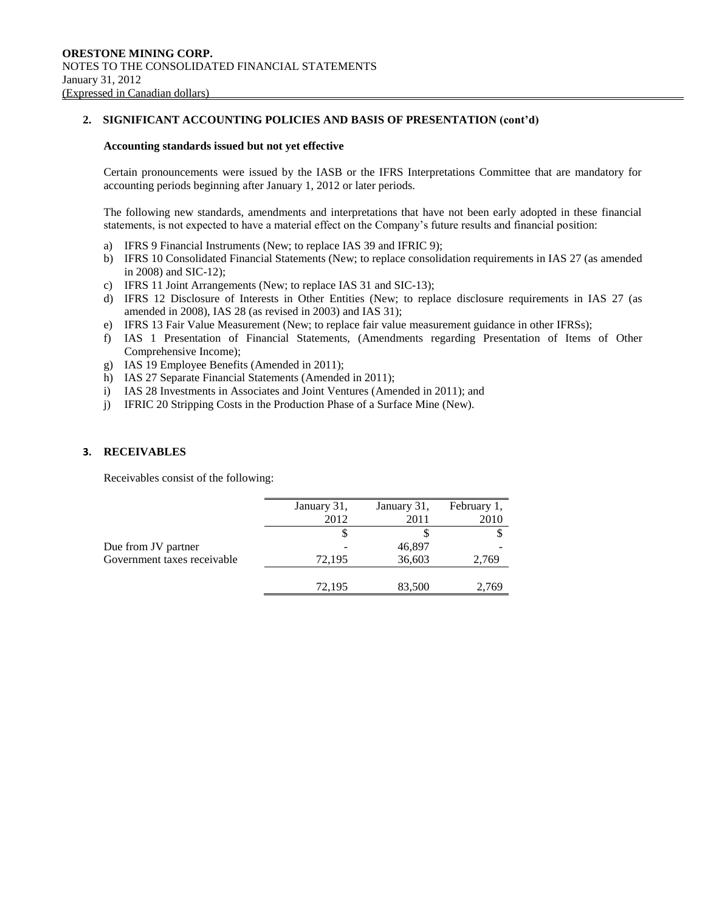## 2. SIGNIFICANT ACCOUNTING POLICIES AND BASIS OF PRESENTATION (cont'd)

### Accounting standards issued but not yet effective

Certain pronouncements were issued by the IASB or the IFRS Interpretations Committee that are mandatory for accounting periods beginning after January 1, 2012 or later periods.

The following new standards, amendments and interpretations that have not been early adopted in these financial statements, is not expected to have a material effect on the Company's future results and financial position:

a) IFRS 9 Financial Instruments (New; to replace IAS 39 and IFRIC 9);
b) IFRS 10 Consolidated Financial Statements (New; to replace consolidation requirements in IAS 27 (as amended in 2008) and SIC-12);
c) IFRS 11 Joint Arrangements (New; to replace IAS 31 and SIC-13);
d) IFRS 12 Disclosure of Interests in Other Entities (New; to replace disclosure requirements in IAS 27 (as amended in 2008), IAS 28 (as revised in 2003) and IAS 31);
e) IFRS 13 Fair Value Measurement (New; to replace fair value measurement guidance in other IFRSs);
f) IAS 1 Presentation of Financial Statements, (Amendments regarding Presentation of Items of Other Comprehensive Income);
g) IAS 19 Employee Benefits (Amended in 2011);
h) IAS 27 Separate Financial Statements (Amended in 2011);
i) IAS 28 Investments in Associates and Joint Ventures (Amended in 2011); and
j) IFRIC 20 Stripping Costs in the Production Phase of a Surface Mine (New).

## 3. RECEIVABLES

Receivables consist of the following:

| | January 31, 2012 | January 31, 2011 | February 1, 2010 |
|---|---|---|---|
| | $ | $ | $ |
| Due from JV partner | - | 46,897 | - |
| Government taxes receivable | 72,195 | 36,603 | 2,769 |
| | 72,195 | 83,500 | 2,769 |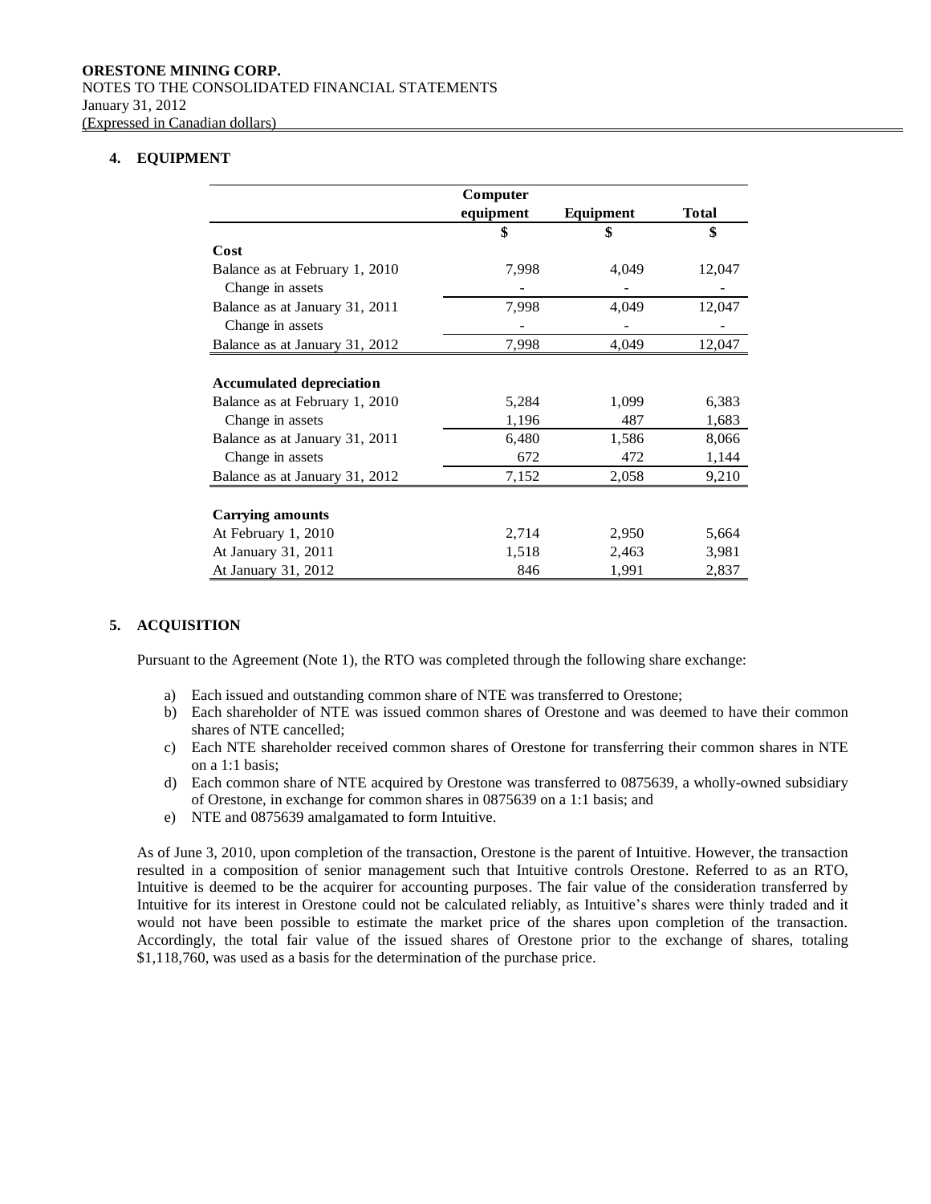## 4. EQUIPMENT

| | Computer equipment | Equipment | Total |
|---|---|---|---|
| | $ | $ | $ |
| **Cost** | | | |
| Balance as at February 1, 2010 | 7,998 | 4,049 | 12,047 |
| Change in assets | - | - | - |
| Balance as at January 31, 2011 | 7,998 | 4,049 | 12,047 |
| Change in assets | - | - | - |
| Balance as at January 31, 2012 | 7,998 | 4,049 | 12,047 |
| | | | |
| **Accumulated depreciation** | | | |
| Balance as at February 1, 2010 | 5,284 | 1,099 | 6,383 |
| Change in assets | 1,196 | 487 | 1,683 |
| Balance as at January 31, 2011 | 6,480 | 1,586 | 8,066 |
| Change in assets | 672 | 472 | 1,144 |
| Balance as at January 31, 2012 | 7,152 | 2,058 | 9,210 |
| | | | |
| **Carrying amounts** | | | |
| At February 1, 2010 | 2,714 | 2,950 | 5,664 |
| At January 31, 2011 | 1,518 | 2,463 | 3,981 |
| At January 31, 2012 | 846 | 1,991 | 2,837 |

## 5. ACQUISITION

Pursuant to the Agreement (Note 1), the RTO was completed through the following share exchange:

a) Each issued and outstanding common share of NTE was transferred to Orestone;
b) Each shareholder of NTE was issued common shares of Orestone and was deemed to have their common shares of NTE cancelled;
c) Each NTE shareholder received common shares of Orestone for transferring their common shares in NTE on a 1:1 basis;
d) Each common share of NTE acquired by Orestone was transferred to 0875639, a wholly-owned subsidiary of Orestone, in exchange for common shares in 0875639 on a 1:1 basis; and
e) NTE and 0875639 amalgamated to form Intuitive.

As of June 3, 2010, upon completion of the transaction, Orestone is the parent of Intuitive. However, the transaction resulted in a composition of senior management such that Intuitive controls Orestone. Referred to as an RTO, Intuitive is deemed to be the acquirer for accounting purposes. The fair value of the consideration transferred by Intuitive for its interest in Orestone could not be calculated reliably, as Intuitive's shares were thinly traded and it would not have been possible to estimate the market price of the shares upon completion of the transaction. Accordingly, the total fair value of the issued shares of Orestone prior to the exchange of shares, totaling $1,118,760, was used as a basis for the determination of the purchase price.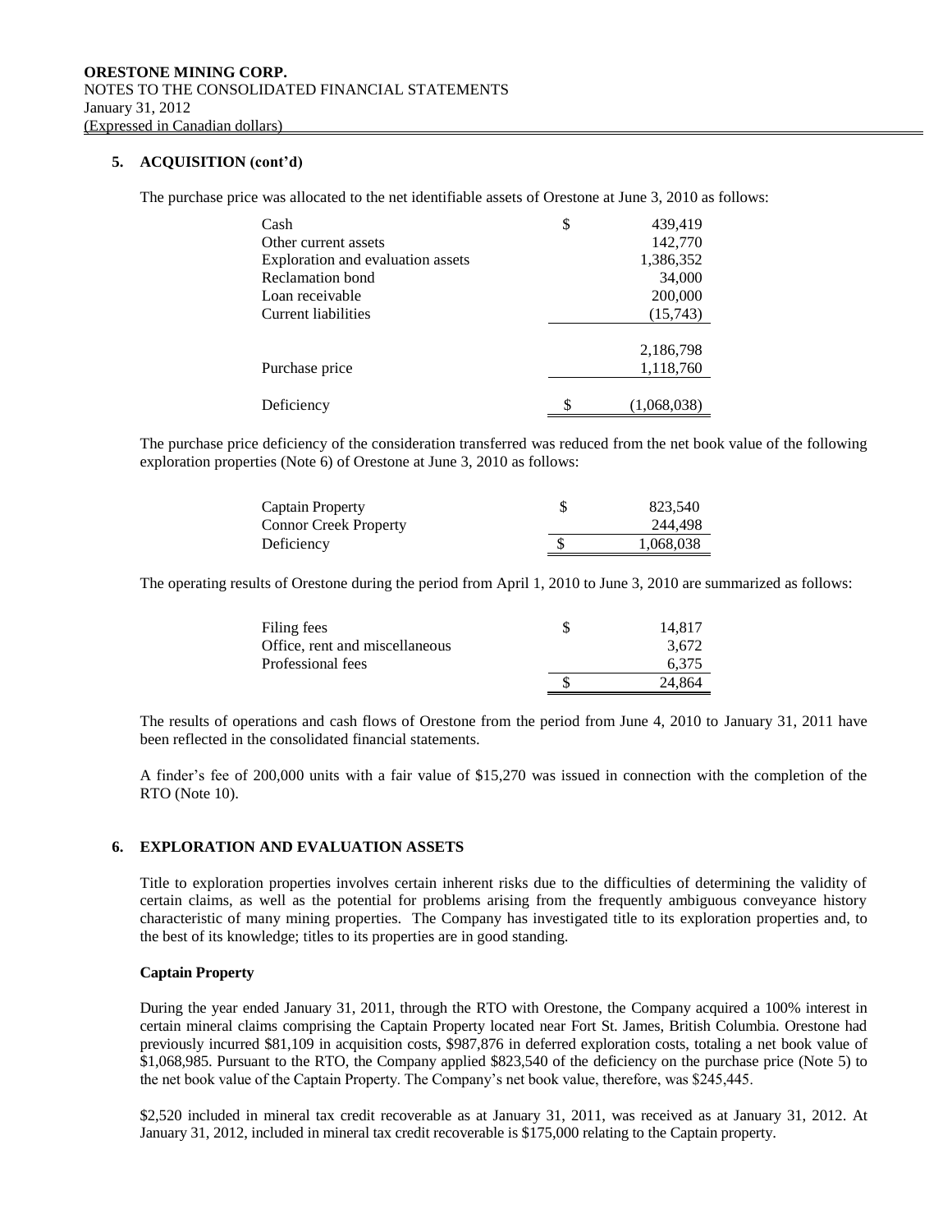## 5. ACQUISITION (cont'd)

The purchase price was allocated to the net identifiable assets of Orestone at June 3, 2010 as follows:

| | |
|---|---|
| Cash | $ 439,419 |
| Other current assets | 142,770 |
| Exploration and evaluation assets | 1,386,352 |
| Reclamation bond | 34,000 |
| Loan receivable | 200,000 |
| Current liabilities | (15,743) |
| | 2,186,798 |
| Purchase price | 1,118,760 |
| Deficiency | $ (1,068,038) |

The purchase price deficiency of the consideration transferred was reduced from the net book value of the following exploration properties (Note 6) of Orestone at June 3, 2010 as follows:

| | |
|---|---|
| Captain Property | $ 823,540 |
| Connor Creek Property | 244,498 |
| Deficiency | $ 1,068,038 |

The operating results of Orestone during the period from April 1, 2010 to June 3, 2010 are summarized as follows:

| | |
|---|---|
| Filing fees | $ 14,817 |
| Office, rent and miscellaneous | 3,672 |
| Professional fees | 6,375 |
| | $ 24,864 |

The results of operations and cash flows of Orestone from the period from June 4, 2010 to January 31, 2011 have been reflected in the consolidated financial statements.

A finder's fee of 200,000 units with a fair value of $15,270 was issued in connection with the completion of the RTO (Note 10).

## 6. EXPLORATION AND EVALUATION ASSETS

Title to exploration properties involves certain inherent risks due to the difficulties of determining the validity of certain claims, as well as the potential for problems arising from the frequently ambiguous conveyance history characteristic of many mining properties. The Company has investigated title to its exploration properties and, to the best of its knowledge; titles to its properties are in good standing.

### Captain Property

During the year ended January 31, 2011, through the RTO with Orestone, the Company acquired a 100% interest in certain mineral claims comprising the Captain Property located near Fort St. James, British Columbia. Orestone had previously incurred $81,109 in acquisition costs, $987,876 in deferred exploration costs, totaling a net book value of $1,068,985. Pursuant to the RTO, the Company applied $823,540 of the deficiency on the purchase price (Note 5) to the net book value of the Captain Property. The Company's net book value, therefore, was $245,445.

$2,520 included in mineral tax credit recoverable as at January 31, 2011, was received as at January 31, 2012. At January 31, 2012, included in mineral tax credit recoverable is $175,000 relating to the Captain property.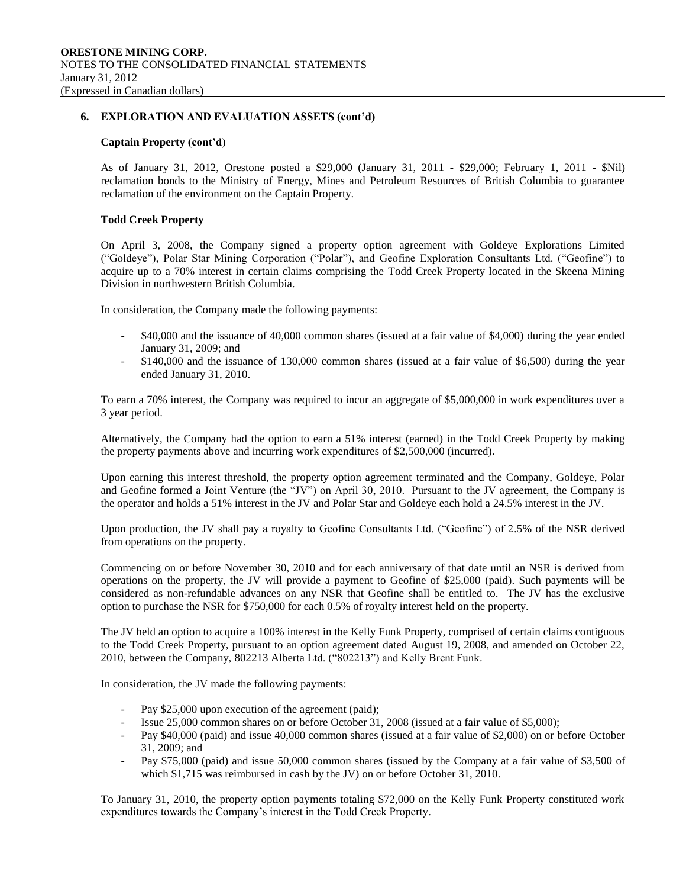## 6. EXPLORATION AND EVALUATION ASSETS (cont'd)

### Captain Property (cont'd)

As of January 31, 2012, Orestone posted a $29,000 (January 31, 2011 - $29,000; February 1, 2011 - $Nil) reclamation bonds to the Ministry of Energy, Mines and Petroleum Resources of British Columbia to guarantee reclamation of the environment on the Captain Property.

### Todd Creek Property

On April 3, 2008, the Company signed a property option agreement with Goldeye Explorations Limited ("Goldeye"), Polar Star Mining Corporation ("Polar"), and Geofine Exploration Consultants Ltd. ("Geofine") to acquire up to a 70% interest in certain claims comprising the Todd Creek Property located in the Skeena Mining Division in northwestern British Columbia.

In consideration, the Company made the following payments:

- $40,000 and the issuance of 40,000 common shares (issued at a fair value of $4,000) during the year ended January 31, 2009; and
- $140,000 and the issuance of 130,000 common shares (issued at a fair value of $6,500) during the year ended January 31, 2010.

To earn a 70% interest, the Company was required to incur an aggregate of $5,000,000 in work expenditures over a 3 year period.

Alternatively, the Company had the option to earn a 51% interest (earned) in the Todd Creek Property by making the property payments above and incurring work expenditures of $2,500,000 (incurred).

Upon earning this interest threshold, the property option agreement terminated and the Company, Goldeye, Polar and Geofine formed a Joint Venture (the "JV") on April 30, 2010. Pursuant to the JV agreement, the Company is the operator and holds a 51% interest in the JV and Polar Star and Goldeye each hold a 24.5% interest in the JV.

Upon production, the JV shall pay a royalty to Geofine Consultants Ltd. ("Geofine") of 2.5% of the NSR derived from operations on the property.

Commencing on or before November 30, 2010 and for each anniversary of that date until an NSR is derived from operations on the property, the JV will provide a payment to Geofine of $25,000 (paid). Such payments will be considered as non-refundable advances on any NSR that Geofine shall be entitled to. The JV has the exclusive option to purchase the NSR for $750,000 for each 0.5% of royalty interest held on the property.

The JV held an option to acquire a 100% interest in the Kelly Funk Property, comprised of certain claims contiguous to the Todd Creek Property, pursuant to an option agreement dated August 19, 2008, and amended on October 22, 2010, between the Company, 802213 Alberta Ltd. ("802213") and Kelly Brent Funk.

In consideration, the JV made the following payments:

- Pay $25,000 upon execution of the agreement (paid);
- Issue 25,000 common shares on or before October 31, 2008 (issued at a fair value of $5,000);
- Pay $40,000 (paid) and issue 40,000 common shares (issued at a fair value of $2,000) on or before October 31, 2009; and
- Pay $75,000 (paid) and issue 50,000 common shares (issued by the Company at a fair value of $3,500 of which $1,715 was reimbursed in cash by the JV) on or before October 31, 2010.

To January 31, 2010, the property option payments totaling $72,000 on the Kelly Funk Property constituted work expenditures towards the Company's interest in the Todd Creek Property.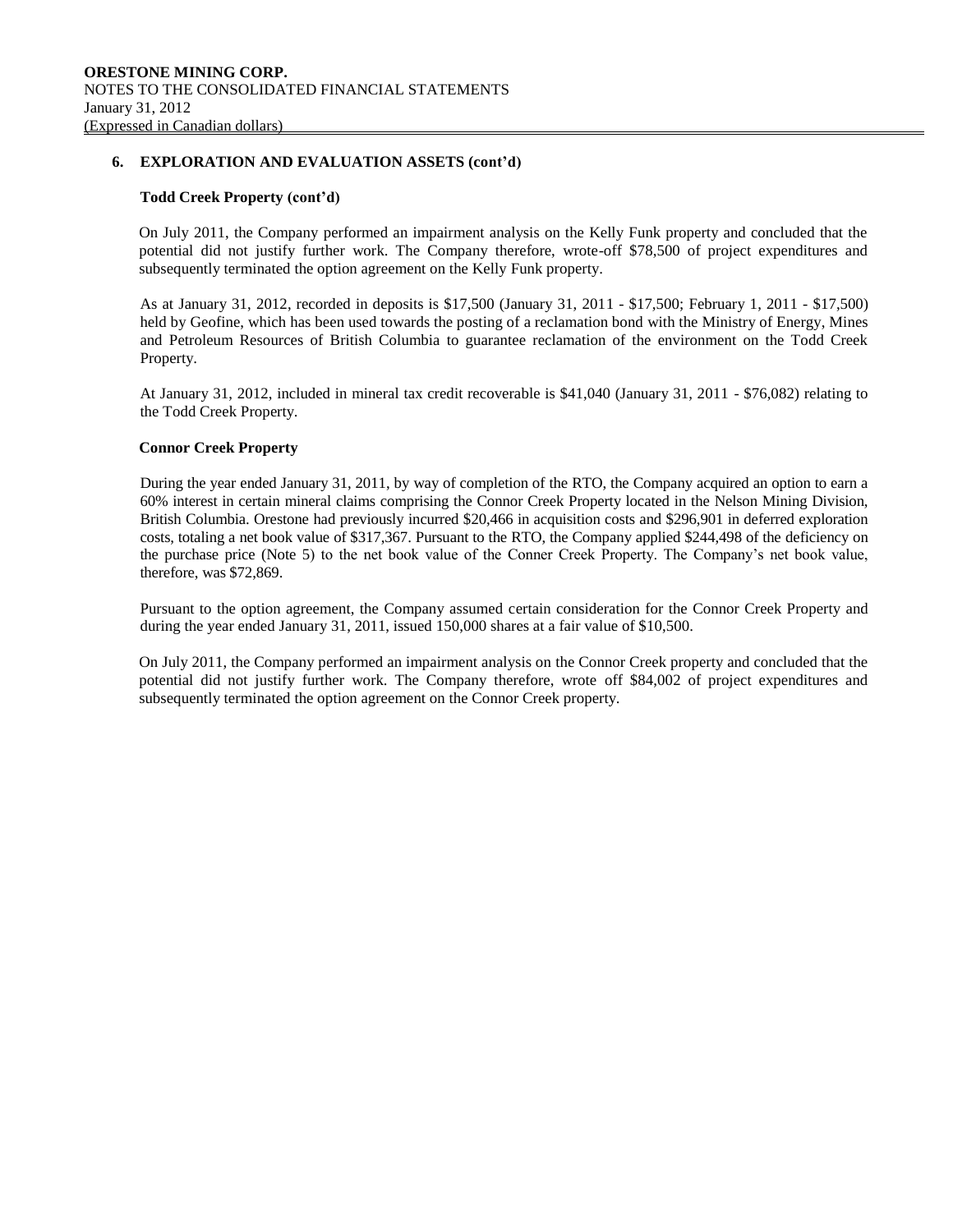## 6. EXPLORATION AND EVALUATION ASSETS (cont'd)

### Todd Creek Property (cont'd)

On July 2011, the Company performed an impairment analysis on the Kelly Funk property and concluded that the potential did not justify further work. The Company therefore, wrote-off $78,500 of project expenditures and subsequently terminated the option agreement on the Kelly Funk property.

As at January 31, 2012, recorded in deposits is $17,500 (January 31, 2011 - $17,500; February 1, 2011 - $17,500) held by Geofine, which has been used towards the posting of a reclamation bond with the Ministry of Energy, Mines and Petroleum Resources of British Columbia to guarantee reclamation of the environment on the Todd Creek Property.

At January 31, 2012, included in mineral tax credit recoverable is $41,040 (January 31, 2011 - $76,082) relating to the Todd Creek Property.

### Connor Creek Property

During the year ended January 31, 2011, by way of completion of the RTO, the Company acquired an option to earn a 60% interest in certain mineral claims comprising the Connor Creek Property located in the Nelson Mining Division, British Columbia. Orestone had previously incurred $20,466 in acquisition costs and $296,901 in deferred exploration costs, totaling a net book value of $317,367. Pursuant to the RTO, the Company applied $244,498 of the deficiency on the purchase price (Note 5) to the net book value of the Conner Creek Property. The Company's net book value, therefore, was $72,869.

Pursuant to the option agreement, the Company assumed certain consideration for the Connor Creek Property and during the year ended January 31, 2011, issued 150,000 shares at a fair value of $10,500.

On July 2011, the Company performed an impairment analysis on the Connor Creek property and concluded that the potential did not justify further work. The Company therefore, wrote off $84,002 of project expenditures and subsequently terminated the option agreement on the Connor Creek property.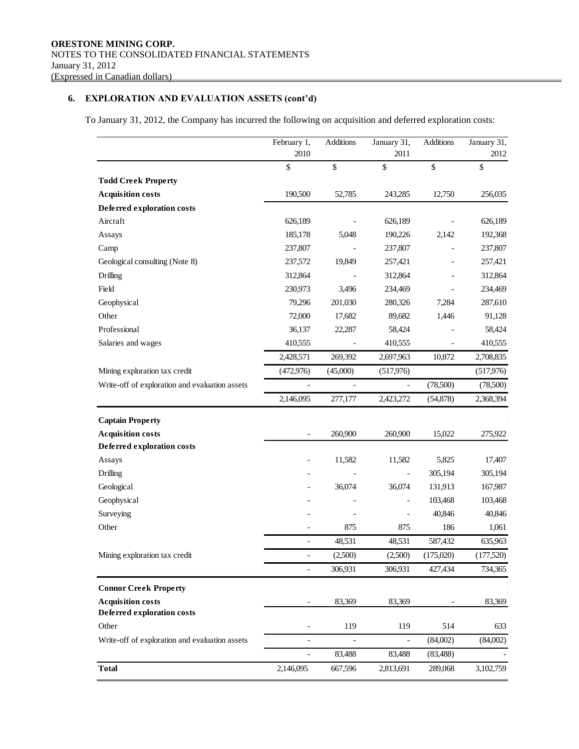## 6. EXPLORATION AND EVALUATION ASSETS (cont'd)

To January 31, 2012, the Company has incurred the following on acquisition and deferred exploration costs:

| | February 1, 2010 | Additions | January 31, 2011 | Additions | January 31, 2012 |
|---|---|---|---|---|---|
| | $ | $ | $ | $ | $ |
| **Todd Creek Property** | | | | | |
| **Acquisition costs** | 190,500 | 52,785 | 243,285 | 12,750 | 256,035 |
| **Deferred exploration costs** | | | | | |
| Aircraft | 626,189 | - | 626,189 | - | 626,189 |
| Assays | 185,178 | 5,048 | 190,226 | 2,142 | 192,368 |
| Camp | 237,807 | - | 237,807 | - | 237,807 |
| Geological consulting (Note 8) | 237,572 | 19,849 | 257,421 | - | 257,421 |
| Drilling | 312,864 | - | 312,864 | - | 312,864 |
| Field | 230,973 | 3,496 | 234,469 | - | 234,469 |
| Geophysical | 79,296 | 201,030 | 280,326 | 7,284 | 287,610 |
| Other | 72,000 | 17,682 | 89,682 | 1,446 | 91,128 |
| Professional | 36,137 | 22,287 | 58,424 | - | 58,424 |
| Salaries and wages | 410,555 | - | 410,555 | - | 410,555 |
| | 2,428,571 | 269,392 | 2,697,963 | 10,872 | 2,708,835 |
| Mining exploration tax credit | (472,976) | (45,000) | (517,976) | | (517,976) |
| Write-off of exploration and evaluation assets | - | - | - | (78,500) | (78,500) |
| | 2,146,095 | 277,177 | 2,423,272 | (54,878) | 2,368,394 |
| **Captain Property** | | | | | |
| **Acquisition costs** | - | 260,900 | 260,900 | 15,022 | 275,922 |
| **Deferred exploration costs** | | | | | |
| Assays | - | 11,582 | 11,582 | 5,825 | 17,407 |
| Drilling | - | - | - | 305,194 | 305,194 |
| Geological | - | 36,074 | 36,074 | 131,913 | 167,987 |
| Geophysical | - | - | - | 103,468 | 103,468 |
| Surveying | - | - | - | 40,846 | 40,846 |
| Other | - | 875 | 875 | 186 | 1,061 |
| | - | 48,531 | 48,531 | 587,432 | 635,963 |
| Mining exploration tax credit | - | (2,500) | (2,500) | (175,020) | (177,520) |
| | - | 306,931 | 306,931 | 427,434 | 734,365 |
| **Connor Creek Property** | | | | | |
| **Acquisition costs** | - | 83,369 | 83,369 | - | 83,369 |
| **Deferred exploration costs** | | | | | |
| Other | - | 119 | 119 | 514 | 633 |
| Write-off of exploration and evaluation assets | - | - | - | (84,002) | (84,002) |
| | - | 83,488 | 83,488 | (83,488) | - |
| **Total** | 2,146,095 | 667,596 | 2,813,691 | 289,068 | 3,102,759 |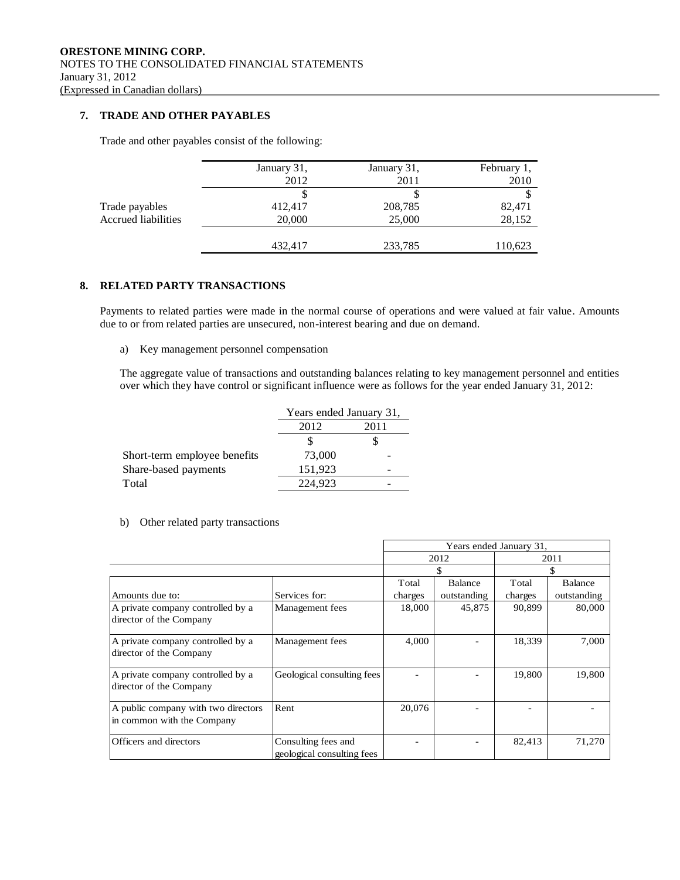**ORESTONE MINING CORP.**
NOTES TO THE CONSOLIDATED FINANCIAL STATEMENTS
January 31, 2012
(Expressed in Canadian dollars)

## 7. TRADE AND OTHER PAYABLES

Trade and other payables consist of the following:

| | January 31, 2012 | January 31, 2011 | February 1, 2010 |
|---|---|---|---|
| | $ | $ | $ |
| Trade payables | 412,417 | 208,785 | 82,471 |
| Accrued liabilities | 20,000 | 25,000 | 28,152 |
| | 432,417 | 233,785 | 110,623 |

## 8. RELATED PARTY TRANSACTIONS

Payments to related parties were made in the normal course of operations and were valued at fair value. Amounts due to or from related parties are unsecured, non-interest bearing and due on demand.

a) Key management personnel compensation

The aggregate value of transactions and outstanding balances relating to key management personnel and entities over which they have control or significant influence were as follows for the year ended January 31, 2012:

| | Years ended January 31, | |
|---|---|---|
| | 2012 | 2011 |
| | $ | $ |
| Short-term employee benefits | 73,000 | - |
| Share-based payments | 151,923 | - |
| Total | 224,923 | - |

b) Other related party transactions

| | | Years ended January 31, | | | |
|---|---|---|---|---|---|
| | | 2012 | | 2011 | |
| | | $ | | $ | |
| Amounts due to: | Services for: | Total charges | Balance outstanding | Total charges | Balance outstanding |
| A private company controlled by a director of the Company | Management fees | 18,000 | 45,875 | 90,899 | 80,000 |
| A private company controlled by a director of the Company | Management fees | 4,000 | - | 18,339 | 7,000 |
| A private company controlled by a director of the Company | Geological consulting fees | - | - | 19,800 | 19,800 |
| A public company with two directors in common with the Company | Rent | 20,076 | - | - | - |
| Officers and directors | Consulting fees and geological consulting fees | - | - | 82,413 | 71,270 |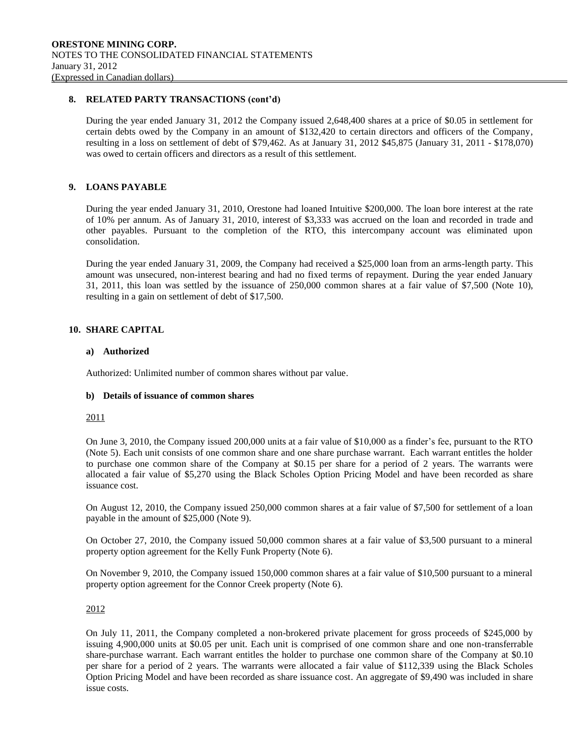## 8. RELATED PARTY TRANSACTIONS (cont'd)

During the year ended January 31, 2012 the Company issued 2,648,400 shares at a price of $0.05 in settlement for certain debts owed by the Company in an amount of $132,420 to certain directors and officers of the Company, resulting in a loss on settlement of debt of $79,462. As at January 31, 2012 $45,875 (January 31, 2011 - $178,070) was owed to certain officers and directors as a result of this settlement.

## 9. LOANS PAYABLE

During the year ended January 31, 2010, Orestone had loaned Intuitive $200,000. The loan bore interest at the rate of 10% per annum. As of January 31, 2010, interest of $3,333 was accrued on the loan and recorded in trade and other payables. Pursuant to the completion of the RTO, this intercompany account was eliminated upon consolidation.

During the year ended January 31, 2009, the Company had received a $25,000 loan from an arms-length party. This amount was unsecured, non-interest bearing and had no fixed terms of repayment. During the year ended January 31, 2011, this loan was settled by the issuance of 250,000 common shares at a fair value of $7,500 (Note 10), resulting in a gain on settlement of debt of $17,500.

## 10. SHARE CAPITAL

### a) Authorized

Authorized: Unlimited number of common shares without par value.

### b) Details of issuance of common shares

<u>2011</u>

On June 3, 2010, the Company issued 200,000 units at a fair value of $10,000 as a finder's fee, pursuant to the RTO (Note 5). Each unit consists of one common share and one share purchase warrant. Each warrant entitles the holder to purchase one common share of the Company at $0.15 per share for a period of 2 years. The warrants were allocated a fair value of $5,270 using the Black Scholes Option Pricing Model and have been recorded as share issuance cost.

On August 12, 2010, the Company issued 250,000 common shares at a fair value of $7,500 for settlement of a loan payable in the amount of $25,000 (Note 9).

On October 27, 2010, the Company issued 50,000 common shares at a fair value of $3,500 pursuant to a mineral property option agreement for the Kelly Funk Property (Note 6).

On November 9, 2010, the Company issued 150,000 common shares at a fair value of $10,500 pursuant to a mineral property option agreement for the Connor Creek property (Note 6).

<u>2012</u>

On July 11, 2011, the Company completed a non-brokered private placement for gross proceeds of $245,000 by issuing 4,900,000 units at $0.05 per unit. Each unit is comprised of one common share and one non-transferrable share-purchase warrant. Each warrant entitles the holder to purchase one common share of the Company at $0.10 per share for a period of 2 years. The warrants were allocated a fair value of $112,339 using the Black Scholes Option Pricing Model and have been recorded as share issuance cost. An aggregate of $9,490 was included in share issue costs.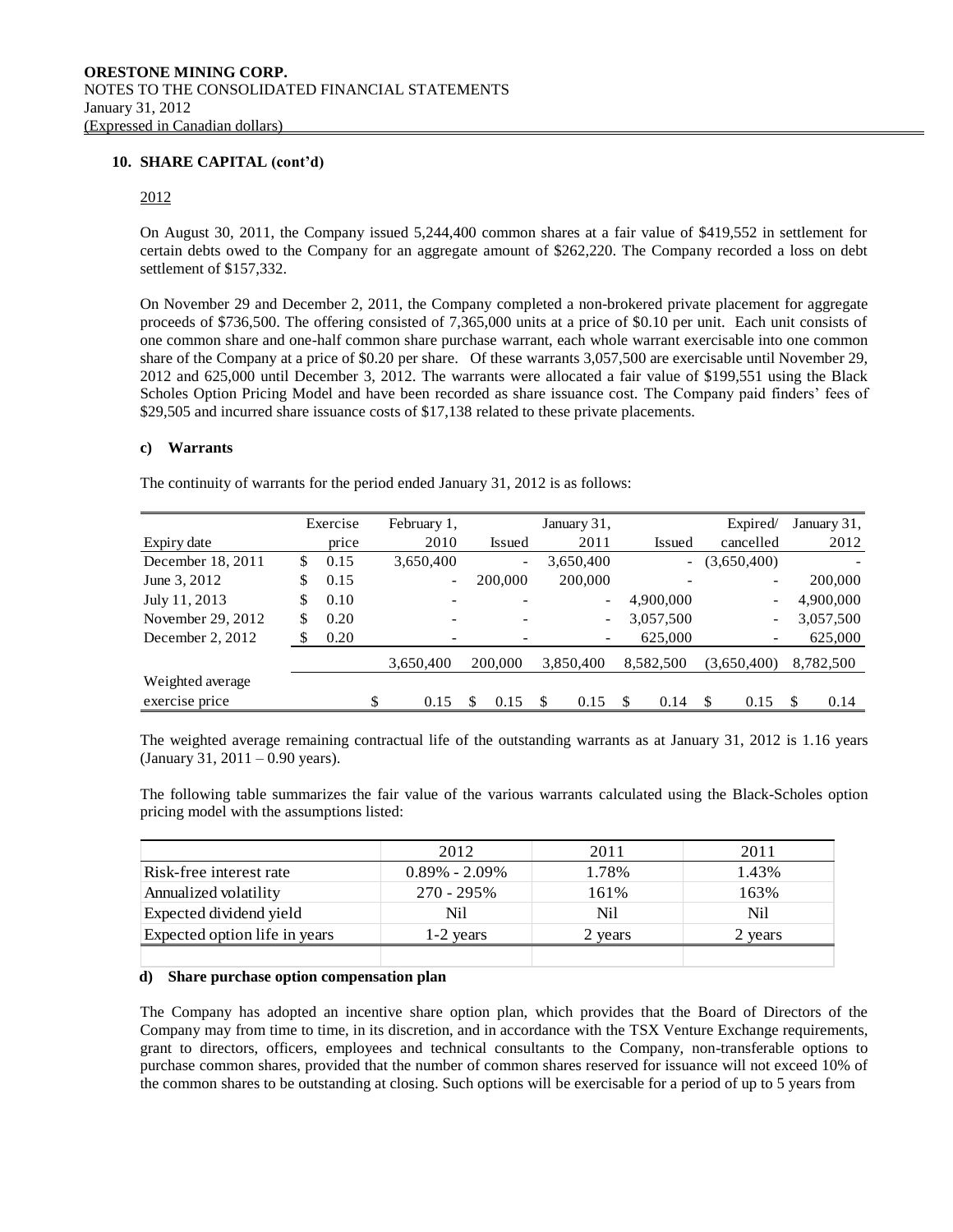## 10. SHARE CAPITAL (cont'd)

2012

On August 30, 2011, the Company issued 5,244,400 common shares at a fair value of $419,552 in settlement for certain debts owed to the Company for an aggregate amount of $262,220. The Company recorded a loss on debt settlement of $157,332.

On November 29 and December 2, 2011, the Company completed a non-brokered private placement for aggregate proceeds of $736,500. The offering consisted of 7,365,000 units at a price of $0.10 per unit. Each unit consists of one common share and one-half common share purchase warrant, each whole warrant exercisable into one common share of the Company at a price of $0.20 per share. Of these warrants 3,057,500 are exercisable until November 29, 2012 and 625,000 until December 3, 2012. The warrants were allocated a fair value of $199,551 using the Black Scholes Option Pricing Model and have been recorded as share issuance cost. The Company paid finders' fees of $29,505 and incurred share issuance costs of $17,138 related to these private placements.

### c) Warrants

The continuity of warrants for the period ended January 31, 2012 is as follows:

| Expiry date | Exercise price | February 1, 2010 | Issued | January 31, 2011 | Issued | Expired/ cancelled | January 31, 2012 |
|---|---|---|---|---|---|---|---|
| December 18, 2011 | $ 0.15 | 3,650,400 | - | 3,650,400 | - | (3,650,400) | - |
| June 3, 2012 | $ 0.15 | - | 200,000 | 200,000 | - | - | 200,000 |
| July 11, 2013 | $ 0.10 | - | - | - | 4,900,000 | - | 4,900,000 |
| November 29, 2012 | $ 0.20 | - | - | - | 3,057,500 | - | 3,057,500 |
| December 2, 2012 | $ 0.20 | - | - | - | 625,000 | - | 625,000 |
| | | 3,650,400 | 200,000 | 3,850,400 | 8,582,500 | (3,650,400) | 8,782,500 |
| Weighted average exercise price | | $ 0.15 | $ 0.15 | $ 0.15 | $ 0.14 | $ 0.15 | $ 0.14 |

The weighted average remaining contractual life of the outstanding warrants as at January 31, 2012 is 1.16 years (January 31, 2011 – 0.90 years).

The following table summarizes the fair value of the various warrants calculated using the Black-Scholes option pricing model with the assumptions listed:

| | 2012 | 2011 | 2011 |
|---|---|---|---|
| Risk-free interest rate | 0.89% - 2.09% | 1.78% | 1.43% |
| Annualized volatility | 270 - 295% | 161% | 163% |
| Expected dividend yield | Nil | Nil | Nil |
| Expected option life in years | 1-2 years | 2 years | 2 years |

### d) Share purchase option compensation plan

The Company has adopted an incentive share option plan, which provides that the Board of Directors of the Company may from time to time, in its discretion, and in accordance with the TSX Venture Exchange requirements, grant to directors, officers, employees and technical consultants to the Company, non-transferable options to purchase common shares, provided that the number of common shares reserved for issuance will not exceed 10% of the common shares to be outstanding at closing. Such options will be exercisable for a period of up to 5 years from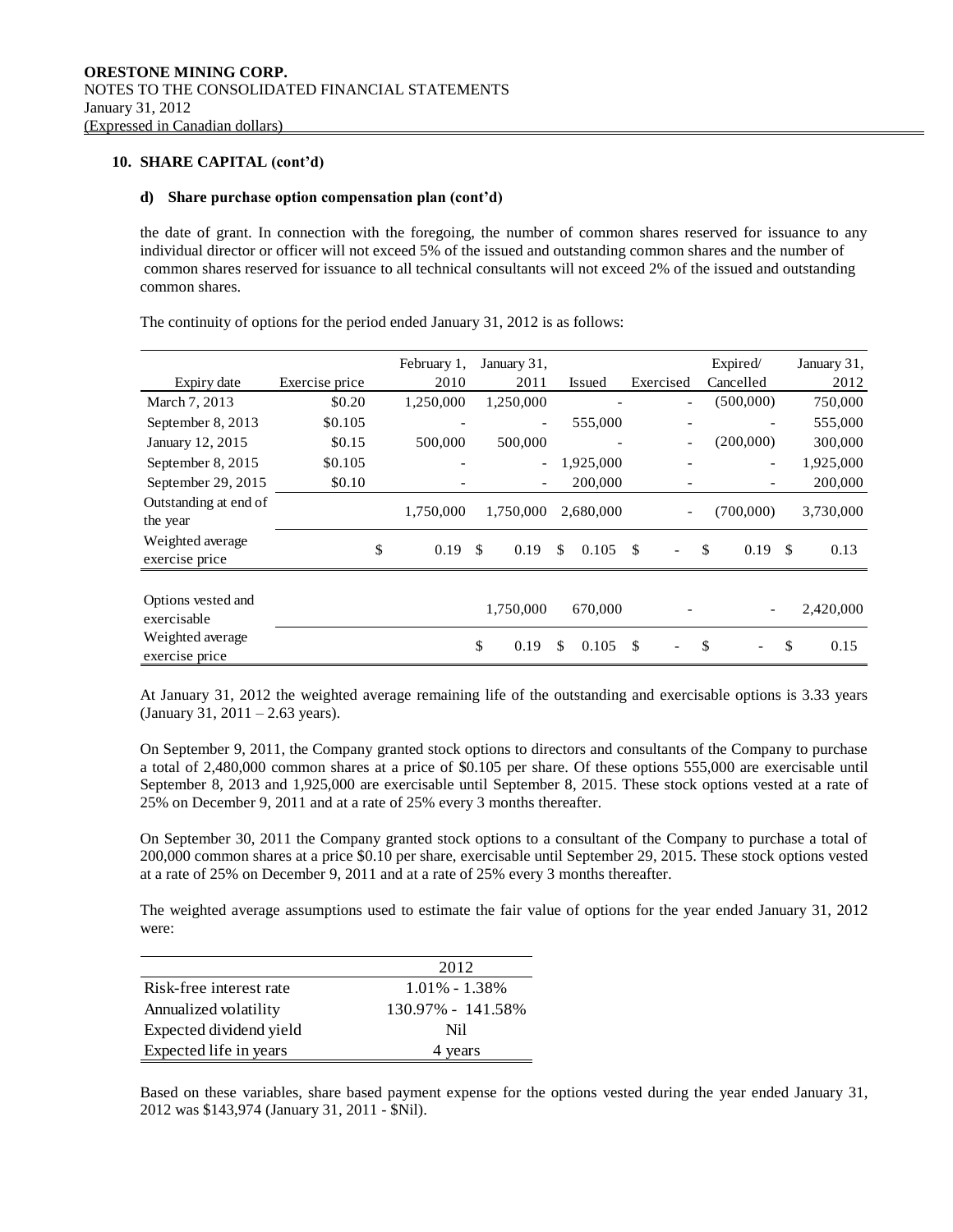**ORESTONE MINING CORP.**
NOTES TO THE CONSOLIDATED FINANCIAL STATEMENTS
January 31, 2012
(Expressed in Canadian dollars)

**10. SHARE CAPITAL (cont'd)**

**d) Share purchase option compensation plan (cont'd)**

the date of grant. In connection with the foregoing, the number of common shares reserved for issuance to any individual director or officer will not exceed 5% of the issued and outstanding common shares and the number of common shares reserved for issuance to all technical consultants will not exceed 2% of the issued and outstanding common shares.

The continuity of options for the period ended January 31, 2012 is as follows:

| Expiry date | Exercise price | February 1, 2010 | January 31, 2011 | Issued | Exercised | Expired/ Cancelled | January 31, 2012 |
|---|---|---|---|---|---|---|---|
| March 7, 2013 | $0.20 | 1,250,000 | 1,250,000 | - | - | (500,000) | 750,000 |
| September 8, 2013 | $0.105 | - | - | 555,000 | - | - | 555,000 |
| January 12, 2015 | $0.15 | 500,000 | 500,000 | - | - | (200,000) | 300,000 |
| September 8, 2015 | $0.105 | - | - | 1,925,000 | - | - | 1,925,000 |
| September 29, 2015 | $0.10 | - | - | 200,000 | - | - | 200,000 |
| Outstanding at end of the year | | 1,750,000 | 1,750,000 | 2,680,000 | - | (700,000) | 3,730,000 |
| Weighted average exercise price | | $ 0.19 | $ 0.19 | $ 0.105 | $ - | $ 0.19 | $ 0.13 |
| | | | | | | | |
| Options vested and exercisable | | | 1,750,000 | 670,000 | - | - | 2,420,000 |
| Weighted average exercise price | | | $ 0.19 | $ 0.105 | $ - | $ - | $ 0.15 |

At January 31, 2012 the weighted average remaining life of the outstanding and exercisable options is 3.33 years (January 31, 2011 – 2.63 years).

On September 9, 2011, the Company granted stock options to directors and consultants of the Company to purchase a total of 2,480,000 common shares at a price of $0.105 per share. Of these options 555,000 are exercisable until September 8, 2013 and 1,925,000 are exercisable until September 8, 2015. These stock options vested at a rate of 25% on December 9, 2011 and at a rate of 25% every 3 months thereafter.

On September 30, 2011 the Company granted stock options to a consultant of the Company to purchase a total of 200,000 common shares at a price $0.10 per share, exercisable until September 29, 2015. These stock options vested at a rate of 25% on December 9, 2011 and at a rate of 25% every 3 months thereafter.

The weighted average assumptions used to estimate the fair value of options for the year ended January 31, 2012 were:

| | 2012 |
|---|---|
| Risk-free interest rate | 1.01% - 1.38% |
| Annualized volatility | 130.97% - 141.58% |
| Expected dividend yield | Nil |
| Expected life in years | 4 years |

Based on these variables, share based payment expense for the options vested during the year ended January 31, 2012 was $143,974 (January 31, 2011 - $Nil).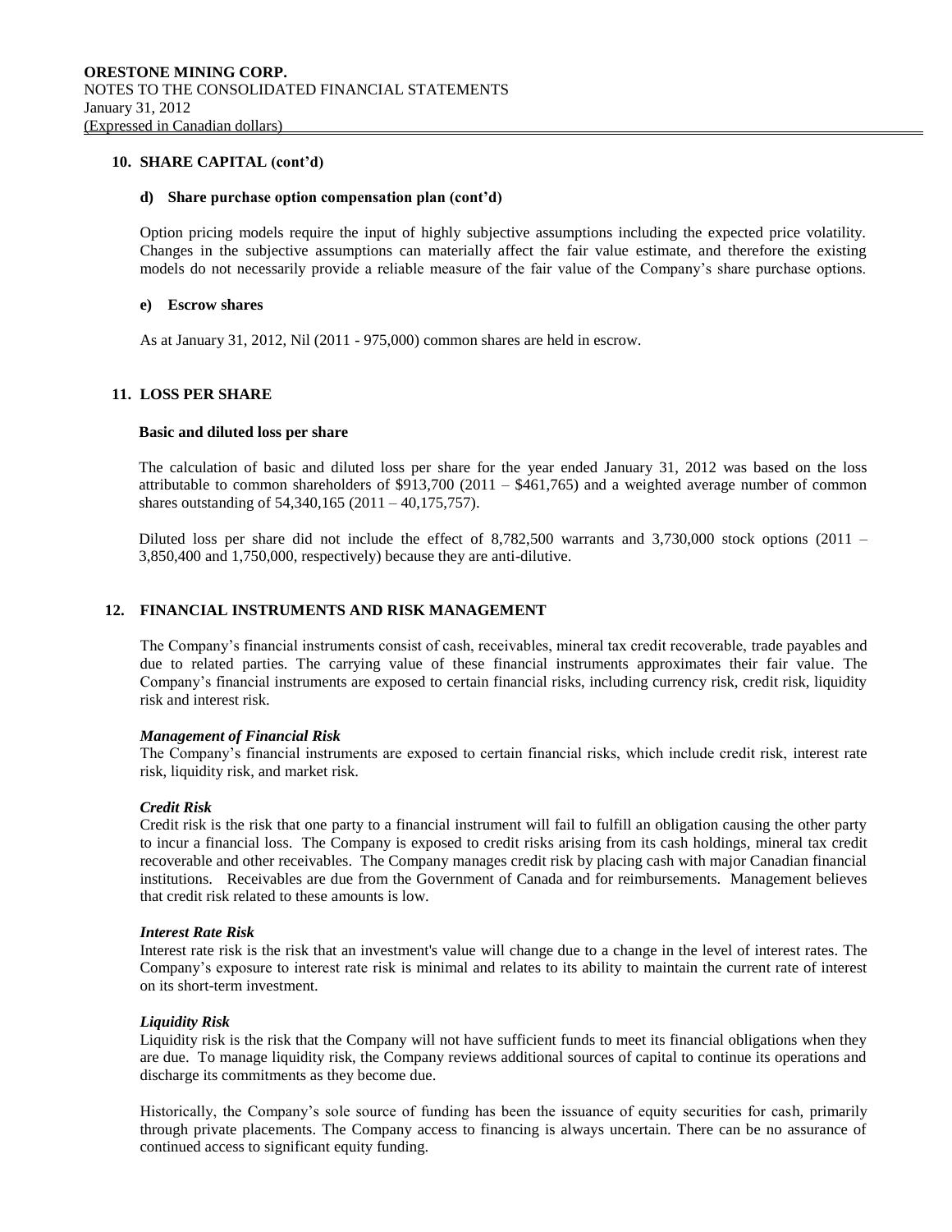## 10. SHARE CAPITAL (cont'd)

### d) Share purchase option compensation plan (cont'd)

Option pricing models require the input of highly subjective assumptions including the expected price volatility. Changes in the subjective assumptions can materially affect the fair value estimate, and therefore the existing models do not necessarily provide a reliable measure of the fair value of the Company's share purchase options.

### e) Escrow shares

As at January 31, 2012, Nil (2011 - 975,000) common shares are held in escrow.

## 11. LOSS PER SHARE

### Basic and diluted loss per share

The calculation of basic and diluted loss per share for the year ended January 31, 2012 was based on the loss attributable to common shareholders of $913,700 (2011 – $461,765) and a weighted average number of common shares outstanding of 54,340,165 (2011 – 40,175,757).

Diluted loss per share did not include the effect of 8,782,500 warrants and 3,730,000 stock options (2011 – 3,850,400 and 1,750,000, respectively) because they are anti-dilutive.

## 12. FINANCIAL INSTRUMENTS AND RISK MANAGEMENT

The Company's financial instruments consist of cash, receivables, mineral tax credit recoverable, trade payables and due to related parties. The carrying value of these financial instruments approximates their fair value. The Company's financial instruments are exposed to certain financial risks, including currency risk, credit risk, liquidity risk and interest risk.

***Management of Financial Risk***
The Company's financial instruments are exposed to certain financial risks, which include credit risk, interest rate risk, liquidity risk, and market risk.

***Credit Risk***
Credit risk is the risk that one party to a financial instrument will fail to fulfill an obligation causing the other party to incur a financial loss. The Company is exposed to credit risks arising from its cash holdings, mineral tax credit recoverable and other receivables. The Company manages credit risk by placing cash with major Canadian financial institutions. Receivables are due from the Government of Canada and for reimbursements. Management believes that credit risk related to these amounts is low.

***Interest Rate Risk***
Interest rate risk is the risk that an investment's value will change due to a change in the level of interest rates. The Company's exposure to interest rate risk is minimal and relates to its ability to maintain the current rate of interest on its short-term investment.

***Liquidity Risk***
Liquidity risk is the risk that the Company will not have sufficient funds to meet its financial obligations when they are due. To manage liquidity risk, the Company reviews additional sources of capital to continue its operations and discharge its commitments as they become due.

Historically, the Company's sole source of funding has been the issuance of equity securities for cash, primarily through private placements. The Company access to financing is always uncertain. There can be no assurance of continued access to significant equity funding.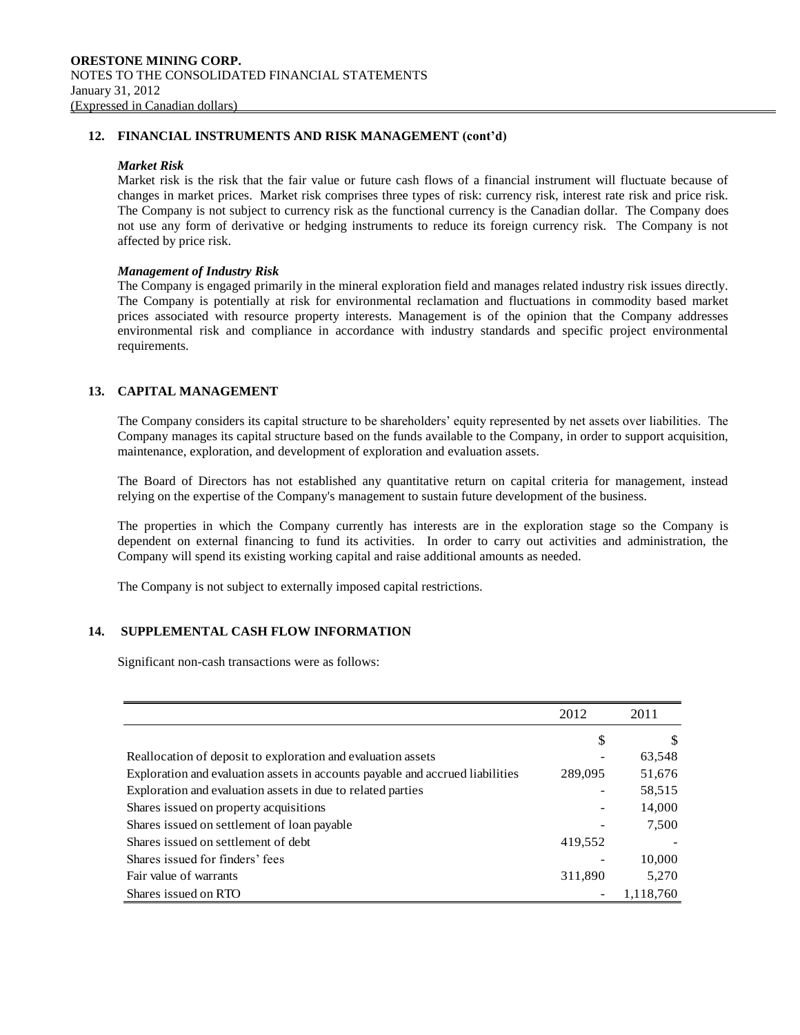## 12. FINANCIAL INSTRUMENTS AND RISK MANAGEMENT (cont'd)

***Market Risk***

Market risk is the risk that the fair value or future cash flows of a financial instrument will fluctuate because of changes in market prices. Market risk comprises three types of risk: currency risk, interest rate risk and price risk. The Company is not subject to currency risk as the functional currency is the Canadian dollar. The Company does not use any form of derivative or hedging instruments to reduce its foreign currency risk. The Company is not affected by price risk.

***Management of Industry Risk***

The Company is engaged primarily in the mineral exploration field and manages related industry risk issues directly. The Company is potentially at risk for environmental reclamation and fluctuations in commodity based market prices associated with resource property interests. Management is of the opinion that the Company addresses environmental risk and compliance in accordance with industry standards and specific project environmental requirements.

## 13. CAPITAL MANAGEMENT

The Company considers its capital structure to be shareholders' equity represented by net assets over liabilities. The Company manages its capital structure based on the funds available to the Company, in order to support acquisition, maintenance, exploration, and development of exploration and evaluation assets.

The Board of Directors has not established any quantitative return on capital criteria for management, instead relying on the expertise of the Company's management to sustain future development of the business.

The properties in which the Company currently has interests are in the exploration stage so the Company is dependent on external financing to fund its activities. In order to carry out activities and administration, the Company will spend its existing working capital and raise additional amounts as needed.

The Company is not subject to externally imposed capital restrictions.

## 14. SUPPLEMENTAL CASH FLOW INFORMATION

Significant non-cash transactions were as follows:

| | 2012 | 2011 |
|---|---|---|
| | $ | $ |
| Reallocation of deposit to exploration and evaluation assets | - | 63,548 |
| Exploration and evaluation assets in accounts payable and accrued liabilities | 289,095 | 51,676 |
| Exploration and evaluation assets in due to related parties | - | 58,515 |
| Shares issued on property acquisitions | - | 14,000 |
| Shares issued on settlement of loan payable | - | 7,500 |
| Shares issued on settlement of debt | 419,552 | - |
| Shares issued for finders' fees | - | 10,000 |
| Fair value of warrants | 311,890 | 5,270 |
| Shares issued on RTO | - | 1,118,760 |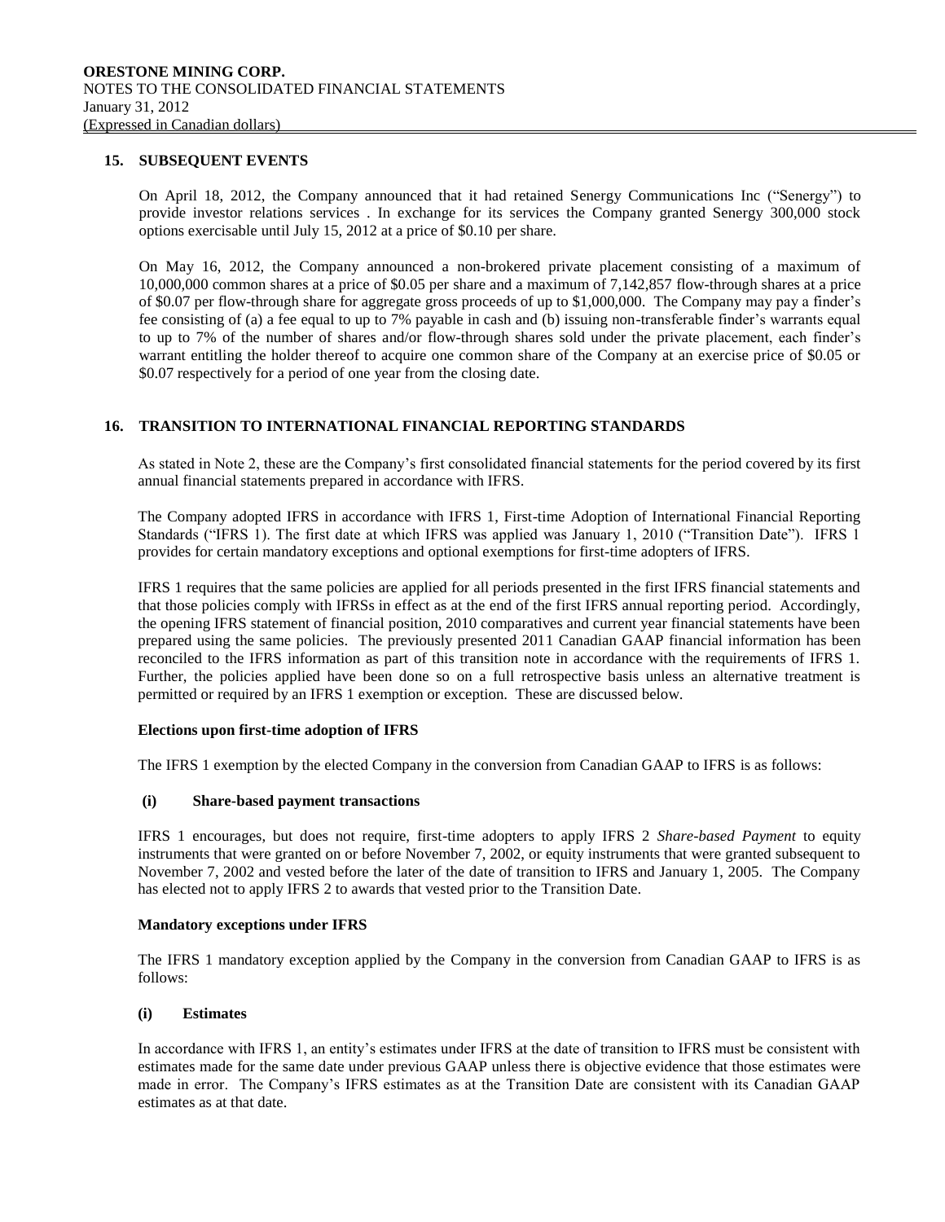## 15. SUBSEQUENT EVENTS

On April 18, 2012, the Company announced that it had retained Senergy Communications Inc ("Senergy") to provide investor relations services . In exchange for its services the Company granted Senergy 300,000 stock options exercisable until July 15, 2012 at a price of $0.10 per share.

On May 16, 2012, the Company announced a non-brokered private placement consisting of a maximum of 10,000,000 common shares at a price of $0.05 per share and a maximum of 7,142,857 flow-through shares at a price of $0.07 per flow-through share for aggregate gross proceeds of up to $1,000,000. The Company may pay a finder's fee consisting of (a) a fee equal to up to 7% payable in cash and (b) issuing non-transferable finder's warrants equal to up to 7% of the number of shares and/or flow-through shares sold under the private placement, each finder's warrant entitling the holder thereof to acquire one common share of the Company at an exercise price of $0.05 or $0.07 respectively for a period of one year from the closing date.

## 16. TRANSITION TO INTERNATIONAL FINANCIAL REPORTING STANDARDS

As stated in Note 2, these are the Company's first consolidated financial statements for the period covered by its first annual financial statements prepared in accordance with IFRS.

The Company adopted IFRS in accordance with IFRS 1, First-time Adoption of International Financial Reporting Standards ("IFRS 1). The first date at which IFRS was applied was January 1, 2010 ("Transition Date"). IFRS 1 provides for certain mandatory exceptions and optional exemptions for first-time adopters of IFRS.

IFRS 1 requires that the same policies are applied for all periods presented in the first IFRS financial statements and that those policies comply with IFRSs in effect as at the end of the first IFRS annual reporting period. Accordingly, the opening IFRS statement of financial position, 2010 comparatives and current year financial statements have been prepared using the same policies. The previously presented 2011 Canadian GAAP financial information has been reconciled to the IFRS information as part of this transition note in accordance with the requirements of IFRS 1. Further, the policies applied have been done so on a full retrospective basis unless an alternative treatment is permitted or required by an IFRS 1 exemption or exception. These are discussed below.

**Elections upon first-time adoption of IFRS**

The IFRS 1 exemption by the elected Company in the conversion from Canadian GAAP to IFRS is as follows:

**(i) Share-based payment transactions**

IFRS 1 encourages, but does not require, first-time adopters to apply IFRS 2 *Share-based Payment* to equity instruments that were granted on or before November 7, 2002, or equity instruments that were granted subsequent to November 7, 2002 and vested before the later of the date of transition to IFRS and January 1, 2005. The Company has elected not to apply IFRS 2 to awards that vested prior to the Transition Date.

**Mandatory exceptions under IFRS**

The IFRS 1 mandatory exception applied by the Company in the conversion from Canadian GAAP to IFRS is as follows:

**(i) Estimates**

In accordance with IFRS 1, an entity's estimates under IFRS at the date of transition to IFRS must be consistent with estimates made for the same date under previous GAAP unless there is objective evidence that those estimates were made in error. The Company's IFRS estimates as at the Transition Date are consistent with its Canadian GAAP estimates as at that date.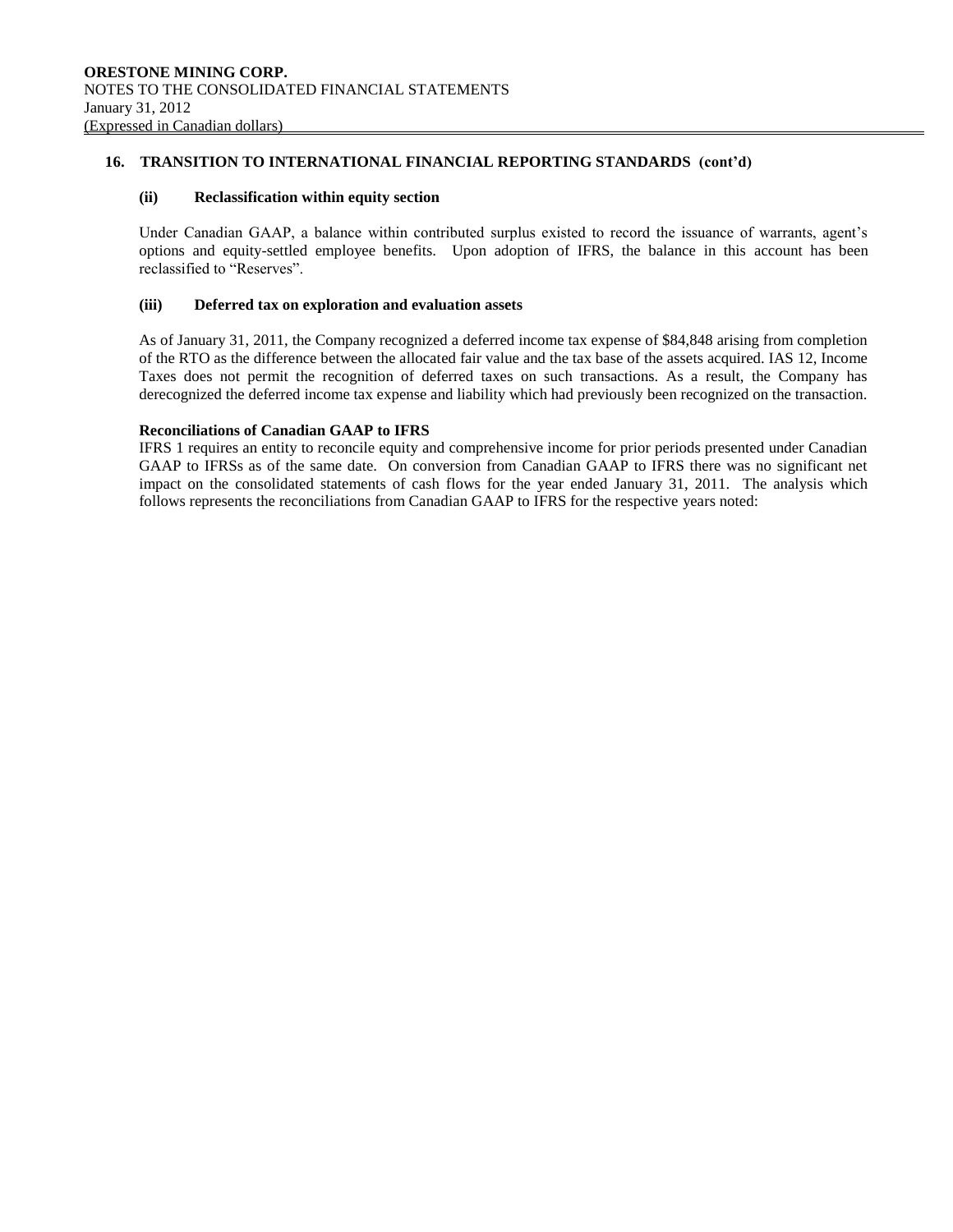## 16. TRANSITION TO INTERNATIONAL FINANCIAL REPORTING STANDARDS (cont'd)

### (ii) Reclassification within equity section

Under Canadian GAAP, a balance within contributed surplus existed to record the issuance of warrants, agent's options and equity-settled employee benefits. Upon adoption of IFRS, the balance in this account has been reclassified to "Reserves".

### (iii) Deferred tax on exploration and evaluation assets

As of January 31, 2011, the Company recognized a deferred income tax expense of $84,848 arising from completion of the RTO as the difference between the allocated fair value and the tax base of the assets acquired. IAS 12, Income Taxes does not permit the recognition of deferred taxes on such transactions. As a result, the Company has derecognized the deferred income tax expense and liability which had previously been recognized on the transaction.

**Reconciliations of Canadian GAAP to IFRS**

IFRS 1 requires an entity to reconcile equity and comprehensive income for prior periods presented under Canadian GAAP to IFRSs as of the same date. On conversion from Canadian GAAP to IFRS there was no significant net impact on the consolidated statements of cash flows for the year ended January 31, 2011. The analysis which follows represents the reconciliations from Canadian GAAP to IFRS for the respective years noted: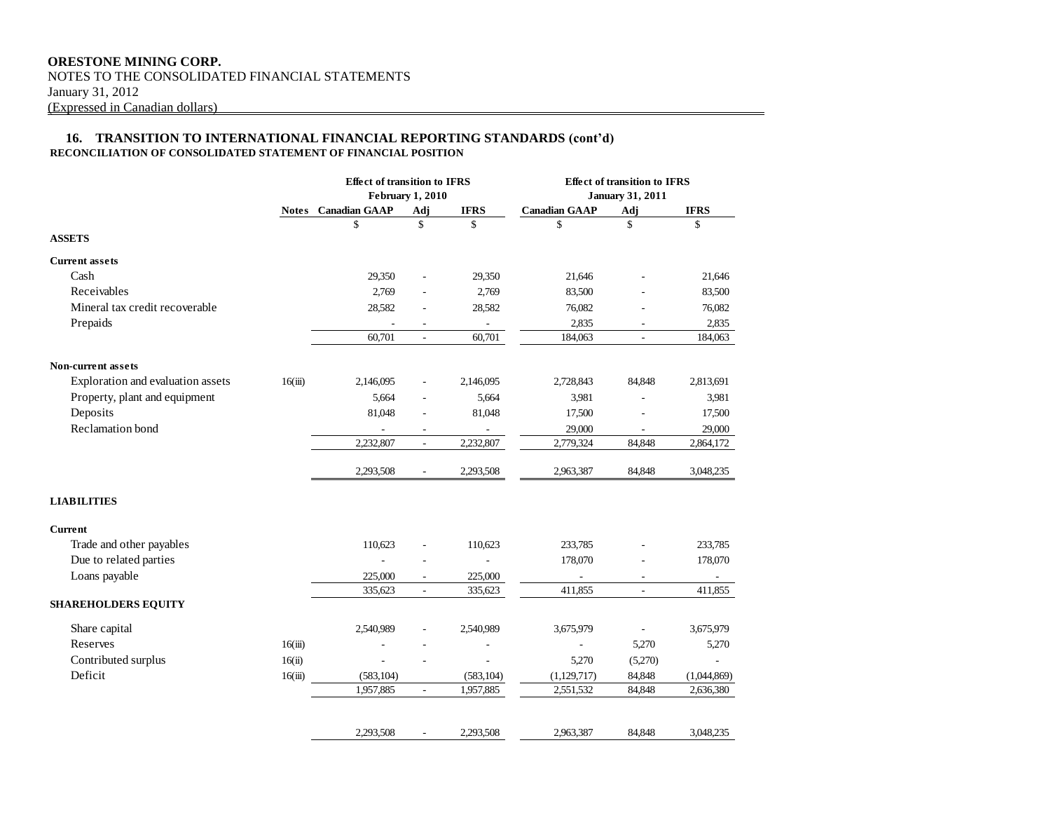**ORESTONE MINING CORP.**
NOTES TO THE CONSOLIDATED FINANCIAL STATEMENTS
January 31, 2012
(Expressed in Canadian dollars)

## 16. TRANSITION TO INTERNATIONAL FINANCIAL REPORTING STANDARDS (cont'd)

**RECONCILIATION OF CONSOLIDATED STATEMENT OF FINANCIAL POSITION**

| | | Effect of transition to IFRS February 1, 2010 | | | Effect of transition to IFRS January 31, 2011 | | |
|---|---|---|---|---|---|---|---|
| | **Notes** | **Canadian GAAP** | **Adj** | **IFRS** | **Canadian GAAP** | **Adj** | **IFRS** |
| | | $ | $ | $ | $ | $ | $ |
| **ASSETS** | | | | | | | |
| **Current assets** | | | | | | | |
| Cash | | 29,350 | - | 29,350 | 21,646 | - | 21,646 |
| Receivables | | 2,769 | - | 2,769 | 83,500 | - | 83,500 |
| Mineral tax credit recoverable | | 28,582 | - | 28,582 | 76,082 | - | 76,082 |
| Prepaids | | - | - | - | 2,835 | - | 2,835 |
| | | 60,701 | - | 60,701 | 184,063 | - | 184,063 |
| **Non-current assets** | | | | | | | |
| Exploration and evaluation assets | 16(iii) | 2,146,095 | - | 2,146,095 | 2,728,843 | 84,848 | 2,813,691 |
| Property, plant and equipment | | 5,664 | - | 5,664 | 3,981 | - | 3,981 |
| Deposits | | 81,048 | - | 81,048 | 17,500 | - | 17,500 |
| Reclamation bond | | - | - | - | 29,000 | - | 29,000 |
| | | 2,232,807 | - | 2,232,807 | 2,779,324 | 84,848 | 2,864,172 |
| | | 2,293,508 | - | 2,293,508 | 2,963,387 | 84,848 | 3,048,235 |
| **LIABILITIES** | | | | | | | |
| **Current** | | | | | | | |
| Trade and other payables | | 110,623 | - | 110,623 | 233,785 | - | 233,785 |
| Due to related parties | | - | - | - | 178,070 | - | 178,070 |
| Loans payable | | 225,000 | - | 225,000 | - | - | - |
| | | 335,623 | - | 335,623 | 411,855 | - | 411,855 |
| **SHAREHOLDERS EQUITY** | | | | | | | |
| Share capital | | 2,540,989 | - | 2,540,989 | 3,675,979 | - | 3,675,979 |
| Reserves | 16(iii) | - | - | - | - | 5,270 | 5,270 |
| Contributed surplus | 16(ii) | - | - | - | 5,270 | (5,270) | - |
| Deficit | 16(iii) | (583,104) | | (583,104) | (1,129,717) | 84,848 | (1,044,869) |
| | | 1,957,885 | - | 1,957,885 | 2,551,532 | 84,848 | 2,636,380 |
| | | 2,293,508 | - | 2,293,508 | 2,963,387 | 84,848 | 3,048,235 |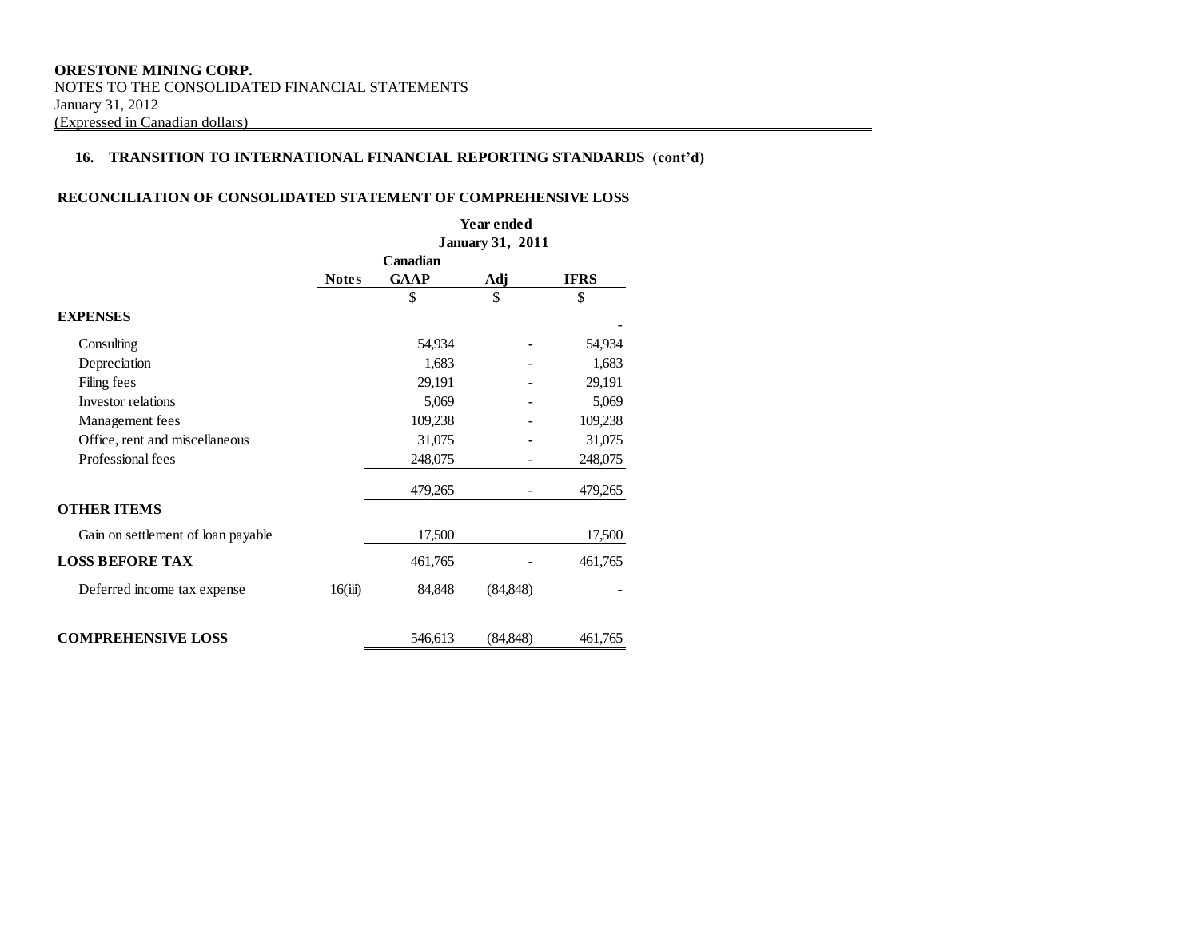**ORESTONE MINING CORP.**
NOTES TO THE CONSOLIDATED FINANCIAL STATEMENTS
January 31, 2012
(Expressed in Canadian dollars)

## 16. TRANSITION TO INTERNATIONAL FINANCIAL REPORTING STANDARDS (cont'd)

### RECONCILIATION OF CONSOLIDATED STATEMENT OF COMPREHENSIVE LOSS

| | | Year ended January 31, 2011 | | |
|---|---|---|---|---|
| | Notes | Canadian GAAP | Adj | IFRS |
| | | $ | $ | $ |
| **EXPENSES** | | | | - |
| Consulting | | 54,934 | - | 54,934 |
| Depreciation | | 1,683 | - | 1,683 |
| Filing fees | | 29,191 | - | 29,191 |
| Investor relations | | 5,069 | - | 5,069 |
| Management fees | | 109,238 | - | 109,238 |
| Office, rent and miscellaneous | | 31,075 | - | 31,075 |
| Professional fees | | 248,075 | - | 248,075 |
| | | 479,265 | - | 479,265 |
| **OTHER ITEMS** | | | | |
| Gain on settlement of loan payable | | 17,500 | | 17,500 |
| **LOSS BEFORE TAX** | | 461,765 | - | 461,765 |
| Deferred income tax expense | 16(iii) | 84,848 | (84,848) | - |
| **COMPREHENSIVE LOSS** | | 546,613 | (84,848) | 461,765 |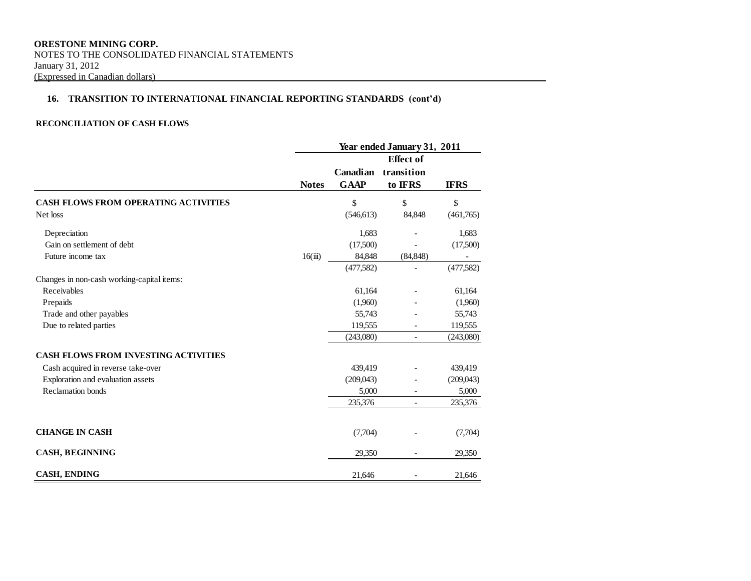**ORESTONE MINING CORP.**
NOTES TO THE CONSOLIDATED FINANCIAL STATEMENTS
January 31, 2012
(Expressed in Canadian dollars)

## 16. TRANSITION TO INTERNATIONAL FINANCIAL REPORTING STANDARDS (cont'd)

### RECONCILIATION OF CASH FLOWS

| | Notes | Year ended January 31, 2011 | | |
|---|---|---|---|---|
| | | Canadian GAAP | Effect of transition to IFRS | IFRS |
| **CASH FLOWS FROM OPERATING ACTIVITIES** | | $ | $ | $ |
| Net loss | | (546,613) | 84,848 | (461,765) |
| Depreciation | | 1,683 | - | 1,683 |
| Gain on settlement of debt | | (17,500) | - | (17,500) |
| Future income tax | 16(iii) | 84,848 | (84,848) | - |
| | | (477,582) | - | (477,582) |
| Changes in non-cash working-capital items: | | | | |
| Receivables | | 61,164 | - | 61,164 |
| Prepaids | | (1,960) | - | (1,960) |
| Trade and other payables | | 55,743 | - | 55,743 |
| Due to related parties | | 119,555 | - | 119,555 |
| | | (243,080) | - | (243,080) |
| **CASH FLOWS FROM INVESTING ACTIVITIES** | | | | |
| Cash acquired in reverse take-over | | 439,419 | - | 439,419 |
| Exploration and evaluation assets | | (209,043) | - | (209,043) |
| Reclamation bonds | | 5,000 | - | 5,000 |
| | | 235,376 | - | 235,376 |
| **CHANGE IN CASH** | | (7,704) | - | (7,704) |
| **CASH, BEGINNING** | | 29,350 | - | 29,350 |
| **CASH, ENDING** | | 21,646 | - | 21,646 |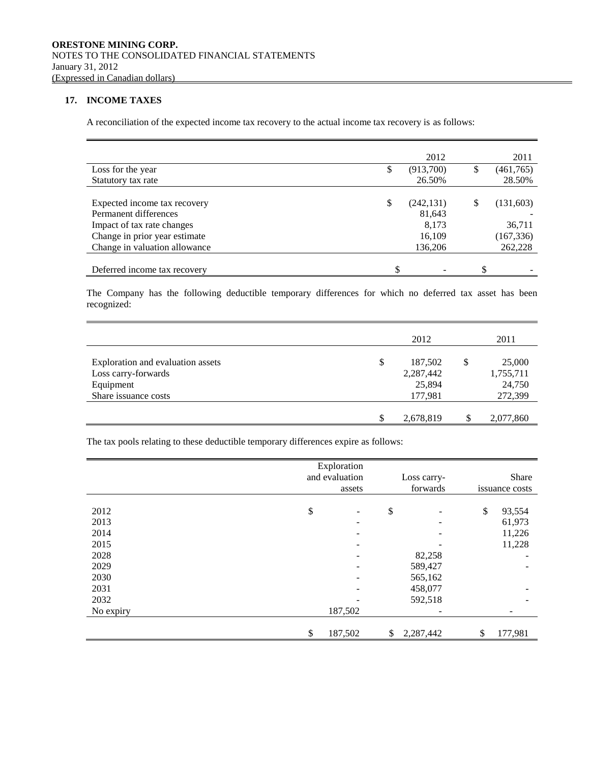**ORESTONE MINING CORP.**
NOTES TO THE CONSOLIDATED FINANCIAL STATEMENTS
January 31, 2012
(Expressed in Canadian dollars)

## 17. INCOME TAXES

A reconciliation of the expected income tax recovery to the actual income tax recovery is as follows:

| | 2012 | 2011 |
|---|---|---|
| Loss for the year | $ (913,700) | $ (461,765) |
| Statutory tax rate | 26.50% | 28.50% |
| | | |
| Expected income tax recovery | $ (242,131) | $ (131,603) |
| Permanent differences | 81,643 | - |
| Impact of tax rate changes | 8,173 | 36,711 |
| Change in prior year estimate | 16,109 | (167,336) |
| Change in valuation allowance | 136,206 | 262,228 |
| | | |
| Deferred income tax recovery | $ - | $ - |

The Company has the following deductible temporary differences for which no deferred tax asset has been recognized:

| | 2012 | 2011 |
|---|---|---|
| Exploration and evaluation assets | $ 187,502 | $ 25,000 |
| Loss carry-forwards | 2,287,442 | 1,755,711 |
| Equipment | 25,894 | 24,750 |
| Share issuance costs | 177,981 | 272,399 |
| | | |
| | $ 2,678,819 | $ 2,077,860 |

The tax pools relating to these deductible temporary differences expire as follows:

| | Exploration and evaluation assets | Loss carry-forwards | Share issuance costs |
|---|---|---|---|
| 2012 | $ - | $ - | $ 93,554 |
| 2013 | - | - | 61,973 |
| 2014 | - | - | 11,226 |
| 2015 | - | - | 11,228 |
| 2028 | - | 82,258 | - |
| 2029 | - | 589,427 | - |
| 2030 | - | 565,162 | |
| 2031 | - | 458,077 | - |
| 2032 | - | 592,518 | - |
| No expiry | 187,502 | - | - |
| | $ 187,502 | $ 2,287,442 | $ 177,981 |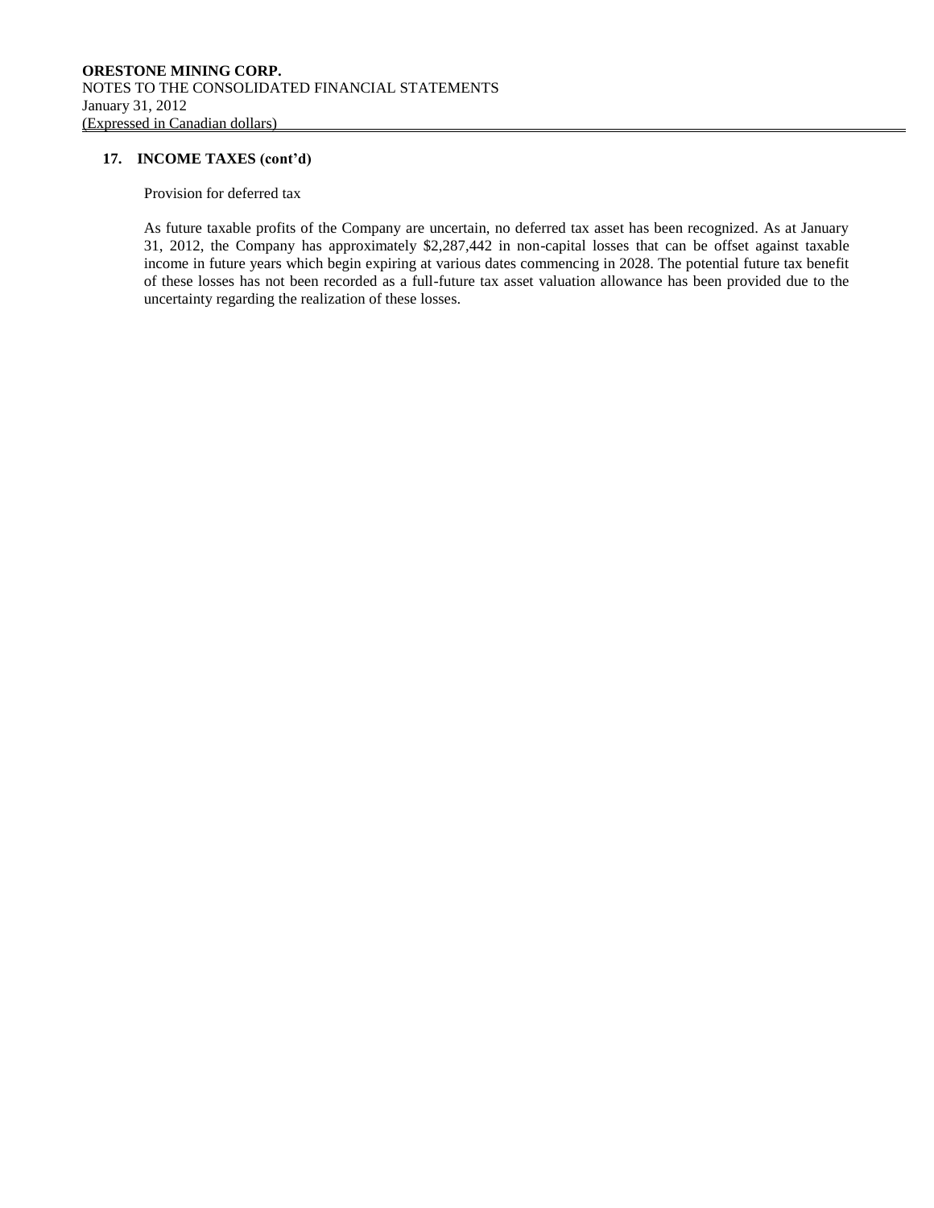## 17. INCOME TAXES (cont'd)

Provision for deferred tax

As future taxable profits of the Company are uncertain, no deferred tax asset has been recognized. As at January 31, 2012, the Company has approximately $2,287,442 in non-capital losses that can be offset against taxable income in future years which begin expiring at various dates commencing in 2028. The potential future tax benefit of these losses has not been recorded as a full-future tax asset valuation allowance has been provided due to the uncertainty regarding the realization of these losses.